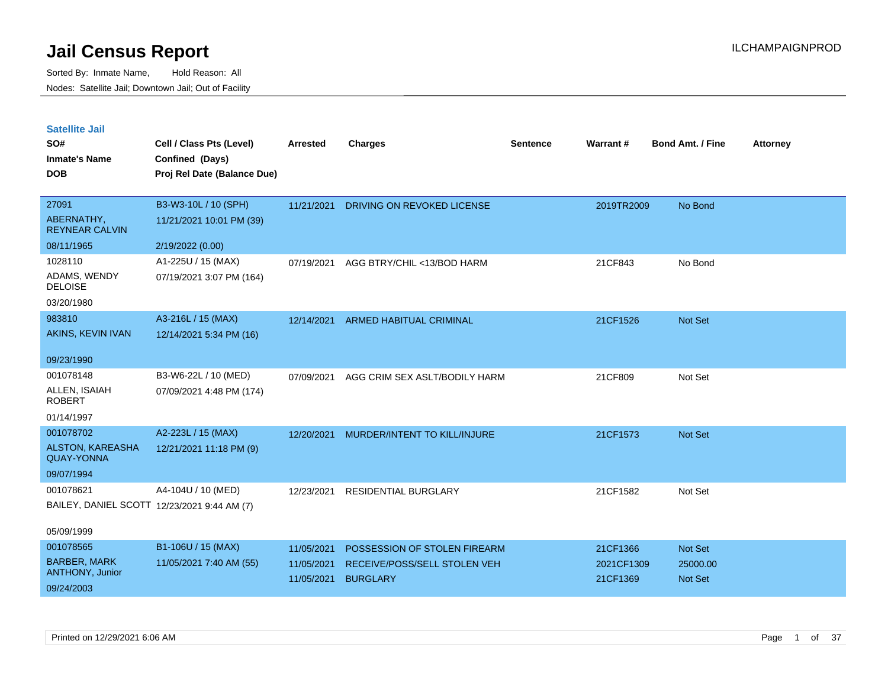# Jail Census Report

Sorted By: Inmate Name, Hold Reason: All

Nodes: Satellite Jail; Downtown Jail; Out of Facility

ILCHAMPAIGNPROD

## Satellite Jail

| SO# / Inmate's Name / DOB | Cell / Class Pts (Level) / Confined (Days) / Proj Rel Date (Balance Due) | Arrested | Charges | Sentence | Warrant # | Bond Amt. / Fine | Attorney |
|---|---|---|---|---|---|---|---|
| 27091<br>ABERNATHY, REYNEAR CALVIN<br>08/11/1965 | B3-W3-10L / 10 (SPH)<br>11/21/2021 10:01 PM (39)<br>2/19/2022 (0.00) | 11/21/2021 | DRIVING ON REVOKED LICENSE | | 2019TR2009 | No Bond | |
| 1028110<br>ADAMS, WENDY DELOISE<br>03/20/1980 | A1-225U / 15 (MAX)<br>07/19/2021 3:07 PM (164) | 07/19/2021 | AGG BTRY/CHIL <13/BOD HARM | | 21CF843 | No Bond | |
| 983810<br>AKINS, KEVIN IVAN<br>09/23/1990 | A3-216L / 15 (MAX)<br>12/14/2021 5:34 PM (16) | 12/14/2021 | ARMED HABITUAL CRIMINAL | | 21CF1526 | Not Set | |
| 001078148<br>ALLEN, ISAIAH ROBERT<br>01/14/1997 | B3-W6-22L / 10 (MED)<br>07/09/2021 4:48 PM (174) | 07/09/2021 | AGG CRIM SEX ASLT/BODILY HARM | | 21CF809 | Not Set | |
| 001078702<br>ALSTON, KAREASHA QUAY-YONNA<br>09/07/1994 | A2-223L / 15 (MAX)<br>12/21/2021 11:18 PM (9) | 12/20/2021 | MURDER/INTENT TO KILL/INJURE | | 21CF1573 | Not Set | |
| 001078621<br>BAILEY, DANIEL SCOTT<br>05/09/1999 | A4-104U / 10 (MED)<br>12/23/2021 9:44 AM (7) | 12/23/2021 | RESIDENTIAL BURGLARY | | 21CF1582 | Not Set | |
| 001078565<br>BARBER, MARK ANTHONY, Junior<br>09/24/2003 | B1-106U / 15 (MAX)<br>11/05/2021 7:40 AM (55) | 11/05/2021<br>11/05/2021<br>11/05/2021 | POSSESSION OF STOLEN FIREARM<br>RECEIVE/POSS/SELL STOLEN VEH<br>BURGLARY | | 21CF1366<br>2021CF1309<br>21CF1369 | Not Set<br>25000.00<br>Not Set | |

Printed on 12/29/2021 6:06 AM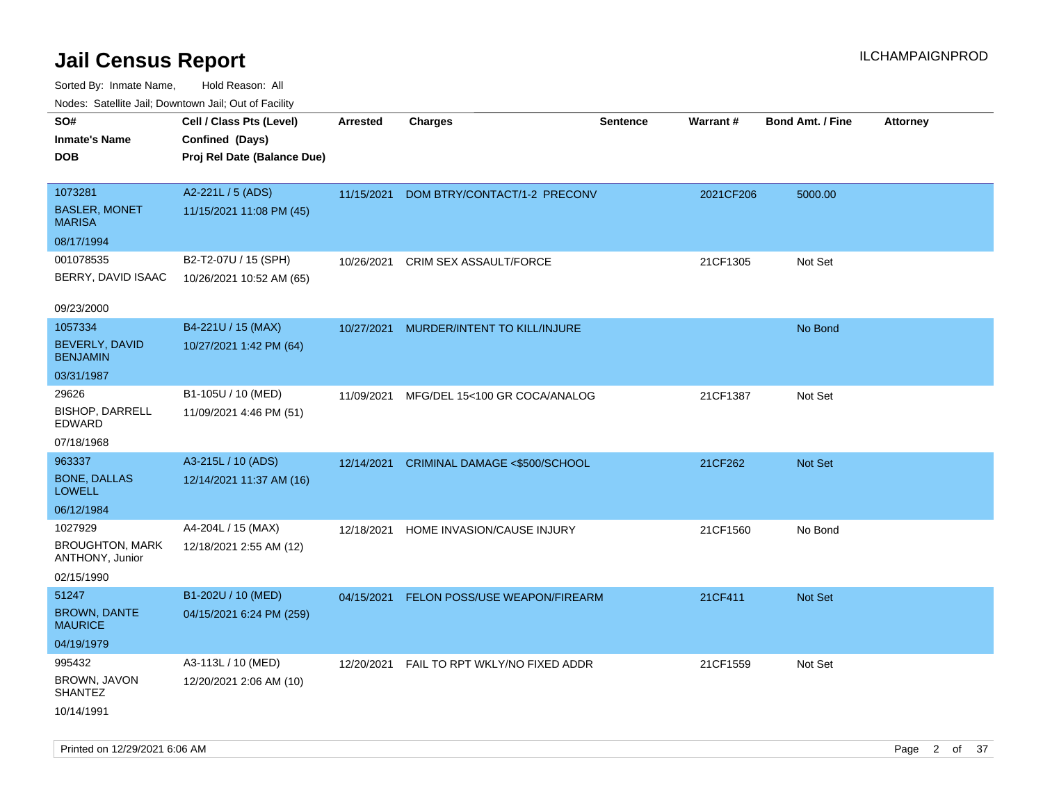# Jail Census Report

ILCHAMPAIGNPROD

Sorted By: Inmate Name, Hold Reason: All

Nodes: Satellite Jail; Downtown Jail; Out of Facility

| SO# / Inmate's Name / DOB | Cell / Class Pts (Level) / Confined (Days) / Proj Rel Date (Balance Due) | Arrested | Charges | Sentence | Warrant # | Bond Amt. / Fine | Attorney |
|---|---|---|---|---|---|---|---|
| 1073281<br>BASLER, MONET MARISA<br>08/17/1994 | A2-221L / 5 (ADS)<br>11/15/2021 11:08 PM (45) | 11/15/2021 | DOM BTRY/CONTACT/1-2 PRECONV | | 2021CF206 | 5000.00 | |
| 001078535<br>BERRY, DAVID ISAAC<br>09/23/2000 | B2-T2-07U / 15 (SPH)<br>10/26/2021 10:52 AM (65) | 10/26/2021 | CRIM SEX ASSAULT/FORCE | | 21CF1305 | Not Set | |
| 1057334<br>BEVERLY, DAVID BENJAMIN<br>03/31/1987 | B4-221U / 15 (MAX)<br>10/27/2021 1:42 PM (64) | 10/27/2021 | MURDER/INTENT TO KILL/INJURE | | | No Bond | |
| 29626<br>BISHOP, DARRELL EDWARD<br>07/18/1968 | B1-105U / 10 (MED)<br>11/09/2021 4:46 PM (51) | 11/09/2021 | MFG/DEL 15<100 GR COCA/ANALOG | | 21CF1387 | Not Set | |
| 963337<br>BONE, DALLAS LOWELL<br>06/12/1984 | A3-215L / 10 (ADS)<br>12/14/2021 11:37 AM (16) | 12/14/2021 | CRIMINAL DAMAGE <$500/SCHOOL | | 21CF262 | Not Set | |
| 1027929<br>BROUGHTON, MARK ANTHONY, Junior<br>02/15/1990 | A4-204L / 15 (MAX)<br>12/18/2021 2:55 AM (12) | 12/18/2021 | HOME INVASION/CAUSE INJURY | | 21CF1560 | No Bond | |
| 51247<br>BROWN, DANTE MAURICE<br>04/19/1979 | B1-202U / 10 (MED)<br>04/15/2021 6:24 PM (259) | 04/15/2021 | FELON POSS/USE WEAPON/FIREARM | | 21CF411 | Not Set | |
| 995432<br>BROWN, JAVON SHANTEZ<br>10/14/1991 | A3-113L / 10 (MED)<br>12/20/2021 2:06 AM (10) | 12/20/2021 | FAIL TO RPT WKLY/NO FIXED ADDR | | 21CF1559 | Not Set | |

Printed on 12/29/2021 6:06 AM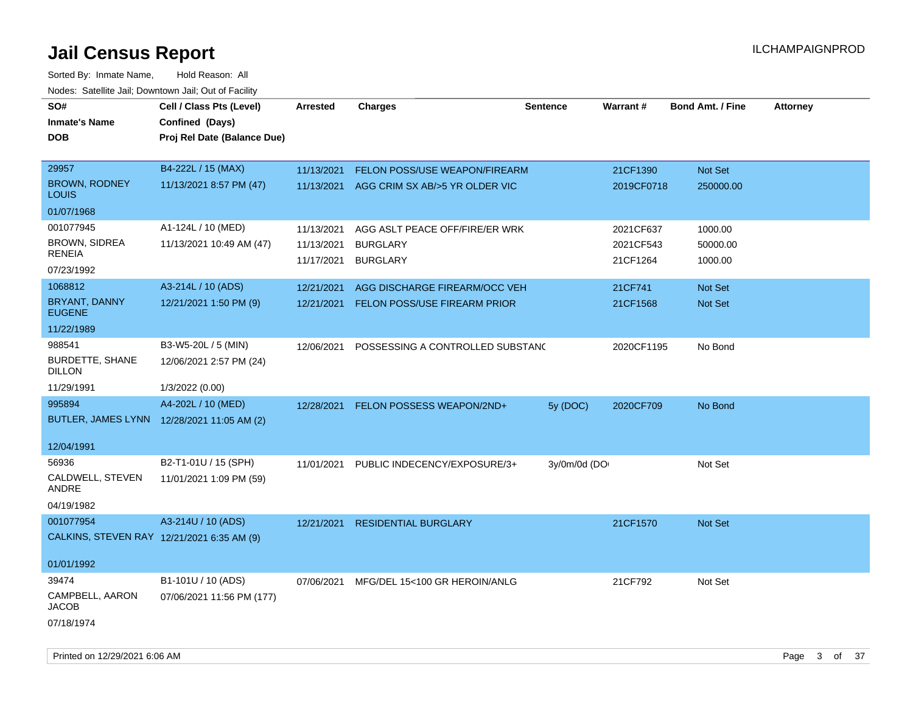# Jail Census Report

ILCHAMPAIGNPROD

Sorted By: Inmate Name, Hold Reason: All

Nodes: Satellite Jail; Downtown Jail; Out of Facility

| SO# / Inmate's Name / DOB | Cell / Class Pts (Level) / Confined (Days) / Proj Rel Date (Balance Due) | Arrested | Charges | Sentence | Warrant # | Bond Amt. / Fine | Attorney |
|---|---|---|---|---|---|---|---|
| 29957<br>BROWN, RODNEY LOUIS<br>01/07/1968 | B4-222L / 15 (MAX)<br>11/13/2021 8:57 PM (47) | 11/13/2021<br>11/13/2021 | FELON POSS/USE WEAPON/FIREARM<br>AGG CRIM SX AB/>5 YR OLDER VIC | | 21CF1390<br>2019CF0718 | Not Set<br>250000.00 | |
| 001077945<br>BROWN, SIDREA RENEIA<br>07/23/1992 | A1-124L / 10 (MED)<br>11/13/2021 10:49 AM (47) | 11/13/2021<br>11/13/2021<br>11/17/2021 | AGG ASLT PEACE OFF/FIRE/ER WRK<br>BURGLARY<br>BURGLARY | | 2021CF637<br>2021CF543<br>21CF1264 | 1000.00<br>50000.00<br>1000.00 | |
| 1068812<br>BRYANT, DANNY EUGENE<br>11/22/1989 | A3-214L / 10 (ADS)<br>12/21/2021 1:50 PM (9) | 12/21/2021<br>12/21/2021 | AGG DISCHARGE FIREARM/OCC VEH<br>FELON POSS/USE FIREARM PRIOR | | 21CF741<br>21CF1568 | Not Set<br>Not Set | |
| 988541<br>BURDETTE, SHANE DILLON<br>11/29/1991 | B3-W5-20L / 5 (MIN)<br>12/06/2021 2:57 PM (24)<br>1/3/2022 (0.00) | 12/06/2021 | POSSESSING A CONTROLLED SUBSTANC | | 2020CF1195 | No Bond | |
| 995894<br>BUTLER, JAMES LYNN<br>12/04/1991 | A4-202L / 10 (MED)<br>12/28/2021 11:05 AM (2) | 12/28/2021 | FELON POSSESS WEAPON/2ND+ | 5y (DOC) | 2020CF709 | No Bond | |
| 56936<br>CALDWELL, STEVEN ANDRE<br>04/19/1982 | B2-T1-01U / 15 (SPH)<br>11/01/2021 1:09 PM (59) | 11/01/2021 | PUBLIC INDECENCY/EXPOSURE/3+ | 3y/0m/0d (DO | | Not Set | |
| 001077954<br>CALKINS, STEVEN RAY<br>01/01/1992 | A3-214U / 10 (ADS)<br>12/21/2021 6:35 AM (9) | 12/21/2021 | RESIDENTIAL BURGLARY | | 21CF1570 | Not Set | |
| 39474<br>CAMPBELL, AARON JACOB<br>07/18/1974 | B1-101U / 10 (ADS)<br>07/06/2021 11:56 PM (177) | 07/06/2021 | MFG/DEL 15<100 GR HEROIN/ANLG | | 21CF792 | Not Set | |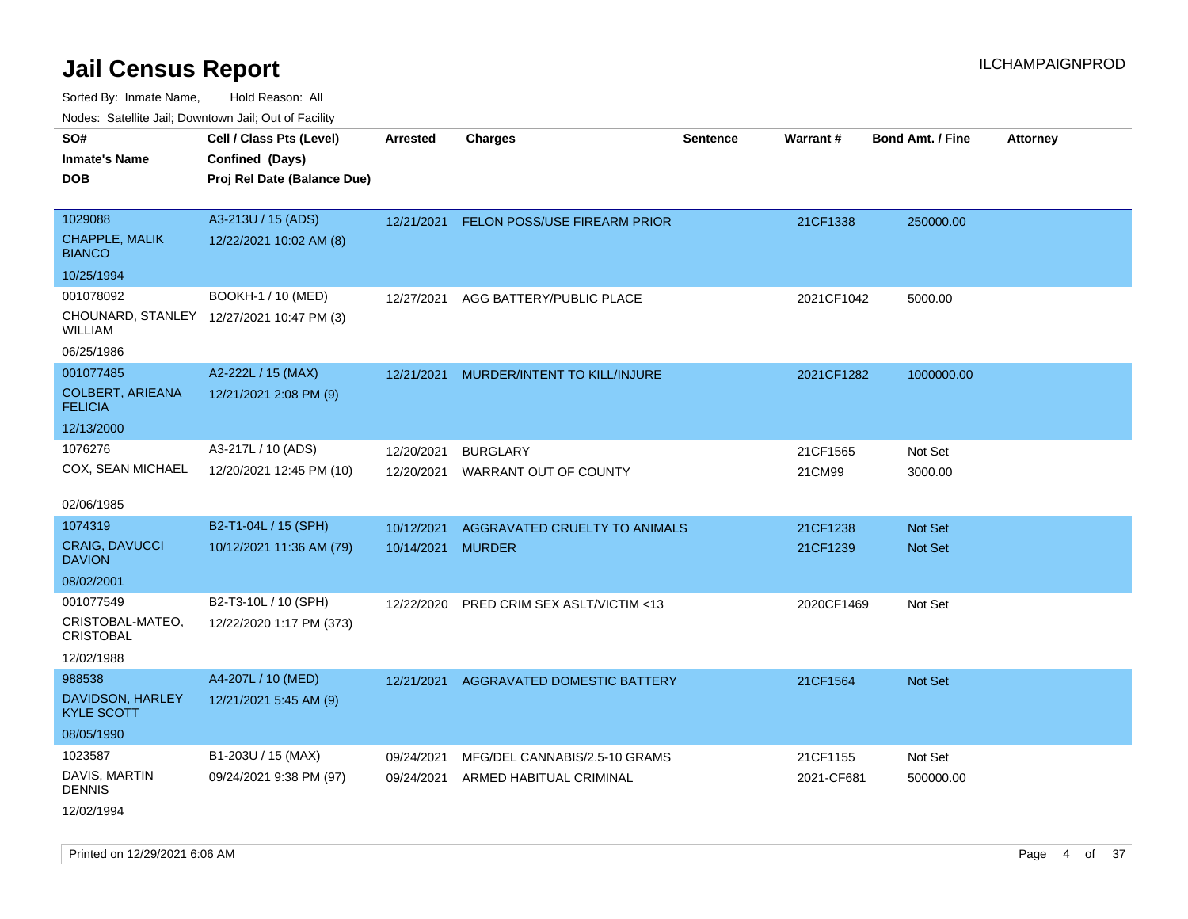# Jail Census Report

Sorted By: Inmate Name, Hold Reason: All

Nodes: Satellite Jail; Downtown Jail; Out of Facility

| SO# / Inmate's Name / DOB | Cell / Class Pts (Level) / Confined (Days) / Proj Rel Date (Balance Due) | Arrested | Charges | Sentence | Warrant # | Bond Amt. / Fine | Attorney |
|---|---|---|---|---|---|---|---|
| 1029088<br>CHAPPLE, MALIK BIANCO<br>10/25/1994 | A3-213U / 15 (ADS)<br>12/22/2021 10:02 AM (8) | 12/21/2021 | FELON POSS/USE FIREARM PRIOR | | 21CF1338 | 250000.00 | |
| 001078092<br>CHOUNARD, STANLEY WILLIAM<br>06/25/1986 | BOOKH-1 / 10 (MED)<br>12/27/2021 10:47 PM (3) | 12/27/2021 | AGG BATTERY/PUBLIC PLACE | | 2021CF1042 | 5000.00 | |
| 001077485<br>COLBERT, ARIEANA FELICIA<br>12/13/2000 | A2-222L / 15 (MAX)<br>12/21/2021 2:08 PM (9) | 12/21/2021 | MURDER/INTENT TO KILL/INJURE | | 2021CF1282 | 1000000.00 | |
| 1076276<br>COX, SEAN MICHAEL<br>02/06/1985 | A3-217L / 10 (ADS)<br>12/20/2021 12:45 PM (10) | 12/20/2021<br>12/20/2021 | BURGLARY<br>WARRANT OUT OF COUNTY | | 21CF1565<br>21CM99 | Not Set<br>3000.00 | |
| 1074319<br>CRAIG, DAVUCCI DAVION<br>08/02/2001 | B2-T1-04L / 15 (SPH)<br>10/12/2021 11:36 AM (79) | 10/12/2021<br>10/14/2021 | AGGRAVATED CRUELTY TO ANIMALS<br>MURDER | | 21CF1238<br>21CF1239 | Not Set<br>Not Set | |
| 001077549<br>CRISTOBAL-MATEO, CRISTOBAL<br>12/02/1988 | B2-T3-10L / 10 (SPH)<br>12/22/2020 1:17 PM (373) | 12/22/2020 | PRED CRIM SEX ASLT/VICTIM <13 | | 2020CF1469 | Not Set | |
| 988538<br>DAVIDSON, HARLEY KYLE SCOTT<br>08/05/1990 | A4-207L / 10 (MED)<br>12/21/2021 5:45 AM (9) | 12/21/2021 | AGGRAVATED DOMESTIC BATTERY | | 21CF1564 | Not Set | |
| 1023587<br>DAVIS, MARTIN DENNIS<br>12/02/1994 | B1-203U / 15 (MAX)<br>09/24/2021 9:38 PM (97) | 09/24/2021<br>09/24/2021 | MFG/DEL CANNABIS/2.5-10 GRAMS<br>ARMED HABITUAL CRIMINAL | | 21CF1155<br>2021-CF681 | Not Set<br>500000.00 | |

Printed on 12/29/2021 6:06 AM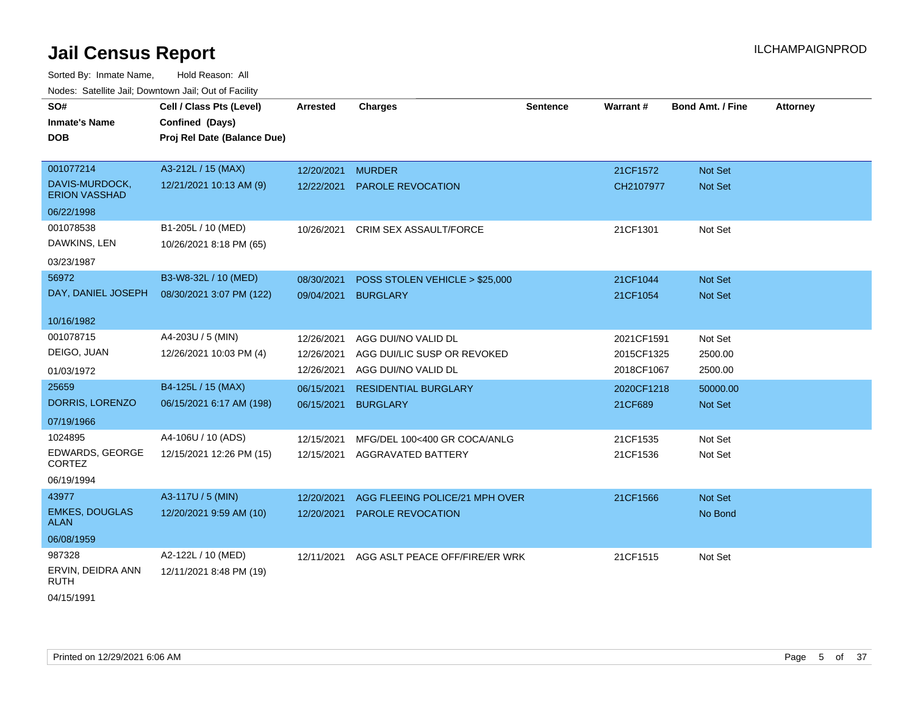# Jail Census Report

ILCHAMPAIGNPROD

Sorted By: Inmate Name, Hold Reason: All

Nodes: Satellite Jail; Downtown Jail; Out of Facility

| SO# / Inmate's Name / DOB | Cell / Class Pts (Level) / Confined (Days) / Proj Rel Date (Balance Due) | Arrested | Charges | Sentence | Warrant # | Bond Amt. / Fine | Attorney |
|---|---|---|---|---|---|---|---|
| 001077214<br>DAVIS-MURDOCK, ERION VASSHAD<br>06/22/1998 | A3-212L / 15 (MAX)<br>12/21/2021 10:13 AM (9) | 12/20/2021<br>12/22/2021 | MURDER<br>PAROLE REVOCATION | | 21CF1572<br>CH2107977 | Not Set<br>Not Set | |
| 001078538<br>DAWKINS, LEN<br>03/23/1987 | B1-205L / 10 (MED)<br>10/26/2021 8:18 PM (65) | 10/26/2021 | CRIM SEX ASSAULT/FORCE | | 21CF1301 | Not Set | |
| 56972<br>DAY, DANIEL JOSEPH<br>10/16/1982 | B3-W8-32L / 10 (MED)<br>08/30/2021 3:07 PM (122) | 08/30/2021<br>09/04/2021 | POSS STOLEN VEHICLE > $25,000<br>BURGLARY | | 21CF1044<br>21CF1054 | Not Set<br>Not Set | |
| 001078715<br>DEIGO, JUAN<br>01/03/1972 | A4-203U / 5 (MIN)<br>12/26/2021 10:03 PM (4) | 12/26/2021<br>12/26/2021<br>12/26/2021 | AGG DUI/NO VALID DL<br>AGG DUI/LIC SUSP OR REVOKED<br>AGG DUI/NO VALID DL | | 2021CF1591<br>2015CF1325<br>2018CF1067 | Not Set<br>2500.00<br>2500.00 | |
| 25659<br>DORRIS, LORENZO<br>07/19/1966 | B4-125L / 15 (MAX)<br>06/15/2021 6:17 AM (198) | 06/15/2021<br>06/15/2021 | RESIDENTIAL BURGLARY<br>BURGLARY | | 2020CF1218<br>21CF689 | 50000.00<br>Not Set | |
| 1024895<br>EDWARDS, GEORGE CORTEZ<br>06/19/1994 | A4-106U / 10 (ADS)<br>12/15/2021 12:26 PM (15) | 12/15/2021<br>12/15/2021 | MFG/DEL 100<400 GR COCA/ANLG<br>AGGRAVATED BATTERY | | 21CF1535<br>21CF1536 | Not Set<br>Not Set | |
| 43977<br>EMKES, DOUGLAS ALAN<br>06/08/1959 | A3-117U / 5 (MIN)<br>12/20/2021 9:59 AM (10) | 12/20/2021<br>12/20/2021 | AGG FLEEING POLICE/21 MPH OVER<br>PAROLE REVOCATION | | 21CF1566 | Not Set<br>No Bond | |
| 987328<br>ERVIN, DEIDRA ANN RUTH<br>04/15/1991 | A2-122L / 10 (MED)<br>12/11/2021 8:48 PM (19) | 12/11/2021 | AGG ASLT PEACE OFF/FIRE/ER WRK | | 21CF1515 | Not Set | |

Printed on 12/29/2021 6:06 AM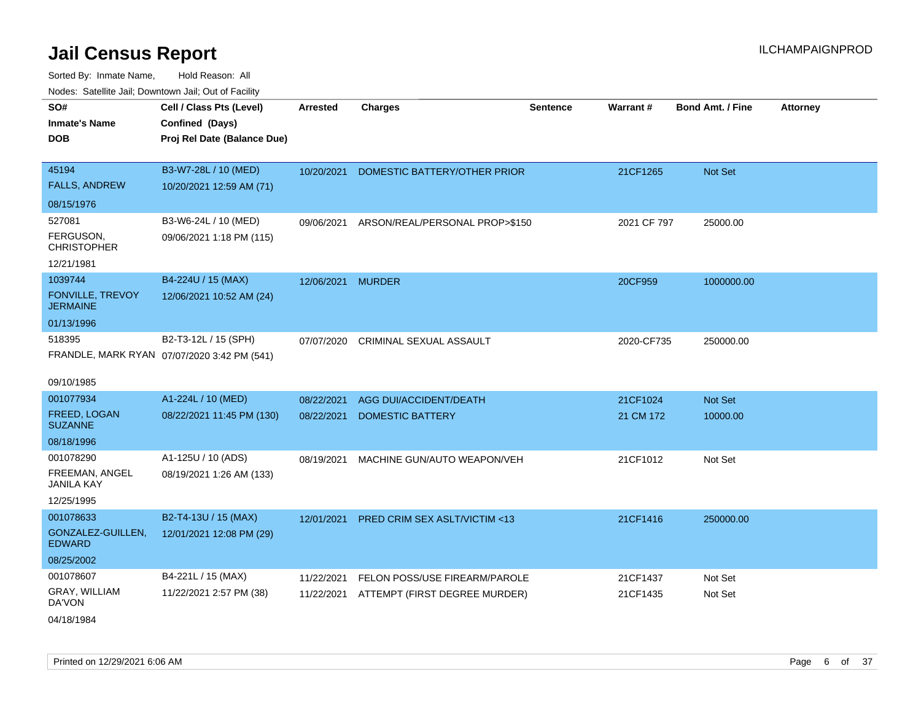# Jail Census Report

ILCHAMPAIGNPROD

Sorted By: Inmate Name, Hold Reason: All

Nodes: Satellite Jail; Downtown Jail; Out of Facility

| SO# / Inmate's Name / DOB | Cell / Class Pts (Level) / Confined (Days) / Proj Rel Date (Balance Due) | Arrested | Charges | Sentence | Warrant # | Bond Amt. / Fine | Attorney |
|---|---|---|---|---|---|---|---|
| 45194 FALLS, ANDREW 08/15/1976 | B3-W7-28L / 10 (MED) 10/20/2021 12:59 AM (71) | 10/20/2021 | DOMESTIC BATTERY/OTHER PRIOR | | 21CF1265 | Not Set | |
| 527081 FERGUSON, CHRISTOPHER 12/21/1981 | B3-W6-24L / 10 (MED) 09/06/2021 1:18 PM (115) | 09/06/2021 | ARSON/REAL/PERSONAL PROP>$150 | | 2021 CF 797 | 25000.00 | |
| 1039744 FONVILLE, TREVOY JERMAINE 01/13/1996 | B4-224U / 15 (MAX) 12/06/2021 10:52 AM (24) | 12/06/2021 | MURDER | | 20CF959 | 1000000.00 | |
| 518395 FRANDLE, MARK RYAN 09/10/1985 | B2-T3-12L / 15 (SPH) 07/07/2020 3:42 PM (541) | 07/07/2020 | CRIMINAL SEXUAL ASSAULT | | 2020-CF735 | 250000.00 | |
| 001077934 FREED, LOGAN SUZANNE 08/18/1996 | A1-224L / 10 (MED) 08/22/2021 11:45 PM (130) | 08/22/2021 | AGG DUI/ACCIDENT/DEATH | | 21CF1024 | Not Set | |
| | | 08/22/2021 | DOMESTIC BATTERY | | 21 CM 172 | 10000.00 | |
| 001078290 FREEMAN, ANGEL JANILA KAY 12/25/1995 | A1-125U / 10 (ADS) 08/19/2021 1:26 AM (133) | 08/19/2021 | MACHINE GUN/AUTO WEAPON/VEH | | 21CF1012 | Not Set | |
| 001078633 GONZALEZ-GUILLEN, EDWARD 08/25/2002 | B2-T4-13U / 15 (MAX) 12/01/2021 12:08 PM (29) | 12/01/2021 | PRED CRIM SEX ASLT/VICTIM <13 | | 21CF1416 | 250000.00 | |
| 001078607 GRAY, WILLIAM DA'VON 04/18/1984 | B4-221L / 15 (MAX) 11/22/2021 2:57 PM (38) | 11/22/2021 | FELON POSS/USE FIREARM/PAROLE | | 21CF1437 | Not Set | |
| | | 11/22/2021 | ATTEMPT (FIRST DEGREE MURDER) | | 21CF1435 | Not Set | |

Printed on 12/29/2021 6:06 AM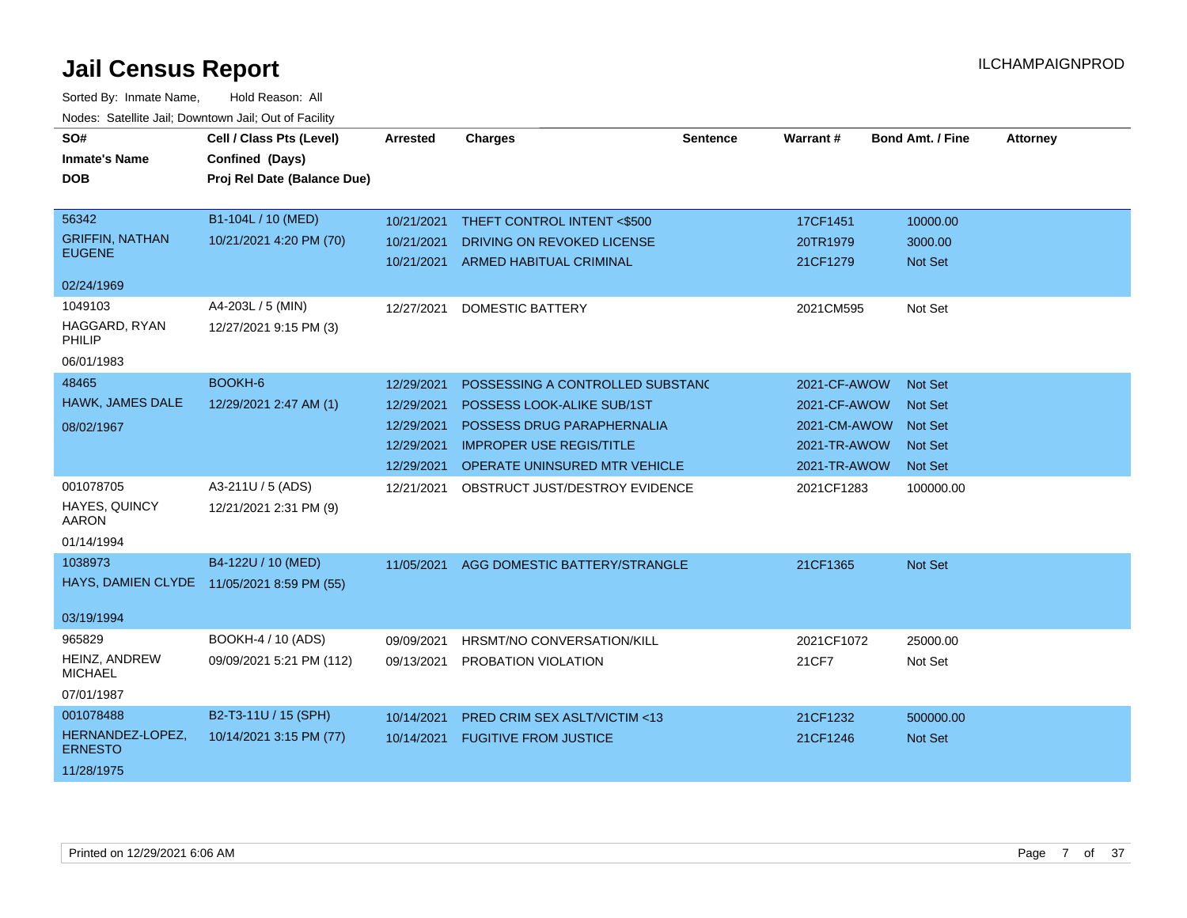# Jail Census Report

ILCHAMPAIGNPROD

Sorted By: Inmate Name, Hold Reason: All

Nodes: Satellite Jail; Downtown Jail; Out of Facility

| SO# / Inmate's Name / DOB | Cell / Class Pts (Level) / Confined (Days) / Proj Rel Date (Balance Due) | Arrested | Charges | Sentence | Warrant # | Bond Amt. / Fine | Attorney |
|---|---|---|---|---|---|---|---|
| 56342 GRIFFIN, NATHAN EUGENE 02/24/1969 | B1-104L / 10 (MED) 10/21/2021 4:20 PM (70) | 10/21/2021 | THEFT CONTROL INTENT <$500 | | 17CF1451 | 10000.00 | |
| | | 10/21/2021 | DRIVING ON REVOKED LICENSE | | 20TR1979 | 3000.00 | |
| | | 10/21/2021 | ARMED HABITUAL CRIMINAL | | 21CF1279 | Not Set | |
| 1049103 HAGGARD, RYAN PHILIP 06/01/1983 | A4-203L / 5 (MIN) 12/27/2021 9:15 PM (3) | 12/27/2021 | DOMESTIC BATTERY | | 2021CM595 | Not Set | |
| 48465 HAWK, JAMES DALE 08/02/1967 | BOOKH-6 12/29/2021 2:47 AM (1) | 12/29/2021 | POSSESSING A CONTROLLED SUBSTANC | | 2021-CF-AWOW | Not Set | |
| | | 12/29/2021 | POSSESS LOOK-ALIKE SUB/1ST | | 2021-CF-AWOW | Not Set | |
| | | 12/29/2021 | POSSESS DRUG PARAPHERNALIA | | 2021-CM-AWOW | Not Set | |
| | | 12/29/2021 | IMPROPER USE REGIS/TITLE | | 2021-TR-AWOW | Not Set | |
| | | 12/29/2021 | OPERATE UNINSURED MTR VEHICLE | | 2021-TR-AWOW | Not Set | |
| 001078705 HAYES, QUINCY AARON 01/14/1994 | A3-211U / 5 (ADS) 12/21/2021 2:31 PM (9) | 12/21/2021 | OBSTRUCT JUST/DESTROY EVIDENCE | | 2021CF1283 | 100000.00 | |
| 1038973 HAYS, DAMIEN CLYDE 03/19/1994 | B4-122U / 10 (MED) 11/05/2021 8:59 PM (55) | 11/05/2021 | AGG DOMESTIC BATTERY/STRANGLE | | 21CF1365 | Not Set | |
| 965829 HEINZ, ANDREW MICHAEL 07/01/1987 | BOOKH-4 / 10 (ADS) 09/09/2021 5:21 PM (112) | 09/09/2021 | HRSMT/NO CONVERSATION/KILL | | 2021CF1072 | 25000.00 | |
| | | 09/13/2021 | PROBATION VIOLATION | | 21CF7 | Not Set | |
| 001078488 HERNANDEZ-LOPEZ, ERNESTO 11/28/1975 | B2-T3-11U / 15 (SPH) 10/14/2021 3:15 PM (77) | 10/14/2021 | PRED CRIM SEX ASLT/VICTIM <13 | | 21CF1232 | 500000.00 | |
| | | 10/14/2021 | FUGITIVE FROM JUSTICE | | 21CF1246 | Not Set | |

Printed on 12/29/2021 6:06 AM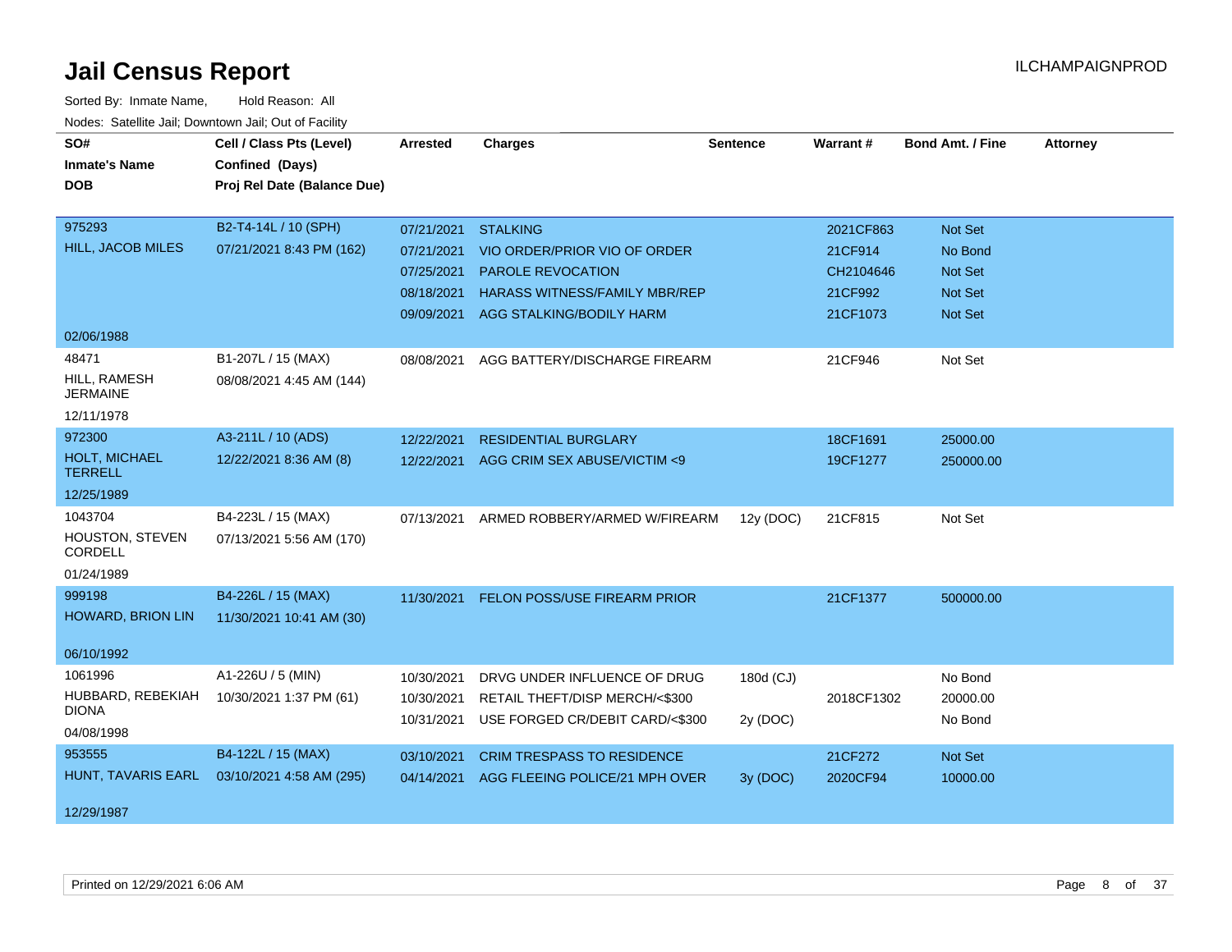# Jail Census Report

ILCHAMPAIGNPROD

Sorted By: Inmate Name, Hold Reason: All

Nodes: Satellite Jail; Downtown Jail; Out of Facility

| SO# / Inmate's Name / DOB | Cell / Class Pts (Level) / Confined (Days) / Proj Rel Date (Balance Due) | Arrested | Charges | Sentence | Warrant # | Bond Amt. / Fine | Attorney |
|---|---|---|---|---|---|---|---|
| 975293 HILL, JACOB MILES 02/06/1988 | B2-T4-14L / 10 (SPH) 07/21/2021 8:43 PM (162) | 07/21/2021 | STALKING | | 2021CF863 | Not Set | |
| | | 07/21/2021 | VIO ORDER/PRIOR VIO OF ORDER | | 21CF914 | No Bond | |
| | | 07/25/2021 | PAROLE REVOCATION | | CH2104646 | Not Set | |
| | | 08/18/2021 | HARASS WITNESS/FAMILY MBR/REP | | 21CF992 | Not Set | |
| | | 09/09/2021 | AGG STALKING/BODILY HARM | | 21CF1073 | Not Set | |
| 48471 HILL, RAMESH JERMAINE 12/11/1978 | B1-207L / 15 (MAX) 08/08/2021 4:45 AM (144) | 08/08/2021 | AGG BATTERY/DISCHARGE FIREARM | | 21CF946 | Not Set | |
| 972300 HOLT, MICHAEL TERRELL 12/25/1989 | A3-211L / 10 (ADS) 12/22/2021 8:36 AM (8) | 12/22/2021 | RESIDENTIAL BURGLARY | | 18CF1691 | 25000.00 | |
| | | 12/22/2021 | AGG CRIM SEX ABUSE/VICTIM <9 | | 19CF1277 | 250000.00 | |
| 1043704 HOUSTON, STEVEN CORDELL 01/24/1989 | B4-223L / 15 (MAX) 07/13/2021 5:56 AM (170) | 07/13/2021 | ARMED ROBBERY/ARMED W/FIREARM | 12y (DOC) | 21CF815 | Not Set | |
| 999198 HOWARD, BRION LIN 06/10/1992 | B4-226L / 15 (MAX) 11/30/2021 10:41 AM (30) | 11/30/2021 | FELON POSS/USE FIREARM PRIOR | | 21CF1377 | 500000.00 | |
| 1061996 HUBBARD, REBEKIAH DIONA 04/08/1998 | A1-226U / 5 (MIN) 10/30/2021 1:37 PM (61) | 10/30/2021 | DRVG UNDER INFLUENCE OF DRUG | 180d (CJ) | | No Bond | |
| | | 10/30/2021 | RETAIL THEFT/DISP MERCH/<$300 | | 2018CF1302 | 20000.00 | |
| | | 10/31/2021 | USE FORGED CR/DEBIT CARD/<$300 | 2y (DOC) | | No Bond | |
| 953555 HUNT, TAVARIS EARL 12/29/1987 | B4-122L / 15 (MAX) 03/10/2021 4:58 AM (295) | 03/10/2021 | CRIM TRESPASS TO RESIDENCE | | 21CF272 | Not Set | |
| | | 04/14/2021 | AGG FLEEING POLICE/21 MPH OVER | 3y (DOC) | 2020CF94 | 10000.00 | |

Printed on 12/29/2021 6:06 AM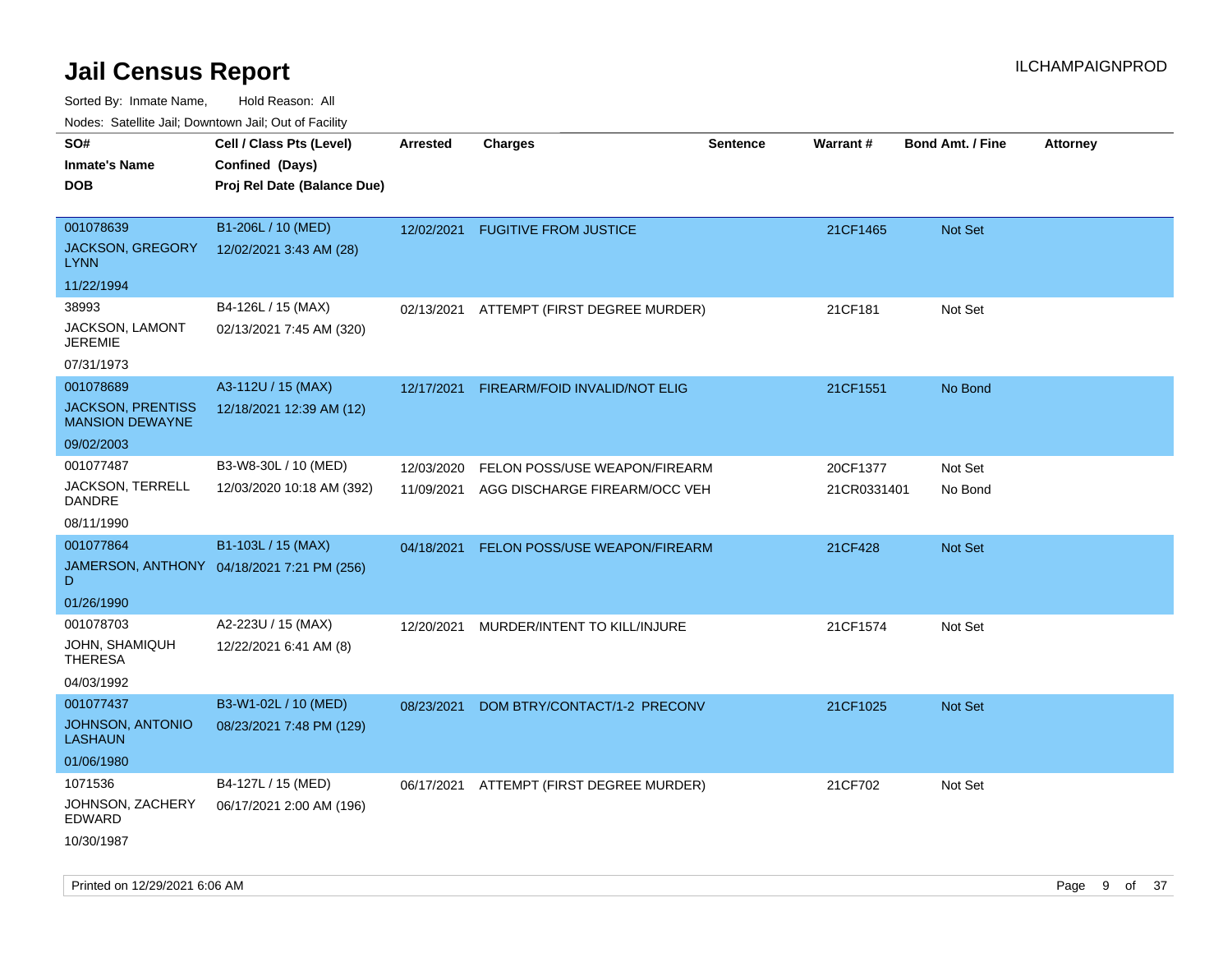# Jail Census Report

ILCHAMPAIGNPROD

Sorted By: Inmate Name, Hold Reason: All

Nodes: Satellite Jail; Downtown Jail; Out of Facility

| SO# / Inmate's Name / DOB | Cell / Class Pts (Level) / Confined (Days) / Proj Rel Date (Balance Due) | Arrested | Charges | Sentence | Warrant # | Bond Amt. / Fine | Attorney |
|---|---|---|---|---|---|---|---|
| 001078639<br>JACKSON, GREGORY LYNN<br>11/22/1994 | B1-206L / 10 (MED)<br>12/02/2021 3:43 AM (28) | 12/02/2021 | FUGITIVE FROM JUSTICE | | 21CF1465 | Not Set | |
| 38993<br>JACKSON, LAMONT JEREMIE<br>07/31/1973 | B4-126L / 15 (MAX)<br>02/13/2021 7:45 AM (320) | 02/13/2021 | ATTEMPT (FIRST DEGREE MURDER) | | 21CF181 | Not Set | |
| 001078689<br>JACKSON, PRENTISS MANSION DEWAYNE<br>09/02/2003 | A3-112U / 15 (MAX)<br>12/18/2021 12:39 AM (12) | 12/17/2021 | FIREARM/FOID INVALID/NOT ELIG | | 21CF1551 | No Bond | |
| 001077487<br>JACKSON, TERRELL DANDRE<br>08/11/1990 | B3-W8-30L / 10 (MED)<br>12/03/2020 10:18 AM (392) | 12/03/2020<br>11/09/2021 | FELON POSS/USE WEAPON/FIREARM<br>AGG DISCHARGE FIREARM/OCC VEH | | 20CF1377<br>21CR0331401 | Not Set<br>No Bond | |
| 001077864<br>JAMERSON, ANTHONY D<br>01/26/1990 | B1-103L / 15 (MAX)<br>04/18/2021 7:21 PM (256) | 04/18/2021 | FELON POSS/USE WEAPON/FIREARM | | 21CF428 | Not Set | |
| 001078703<br>JOHN, SHAMIQUH THERESA<br>04/03/1992 | A2-223U / 15 (MAX)<br>12/22/2021 6:41 AM (8) | 12/20/2021 | MURDER/INTENT TO KILL/INJURE | | 21CF1574 | Not Set | |
| 001077437<br>JOHNSON, ANTONIO LASHAUN<br>01/06/1980 | B3-W1-02L / 10 (MED)<br>08/23/2021 7:48 PM (129) | 08/23/2021 | DOM BTRY/CONTACT/1-2 PRECONV | | 21CF1025 | Not Set | |
| 1071536<br>JOHNSON, ZACHERY EDWARD<br>10/30/1987 | B4-127L / 15 (MED)<br>06/17/2021 2:00 AM (196) | 06/17/2021 | ATTEMPT (FIRST DEGREE MURDER) | | 21CF702 | Not Set | |

Printed on 12/29/2021 6:06 AM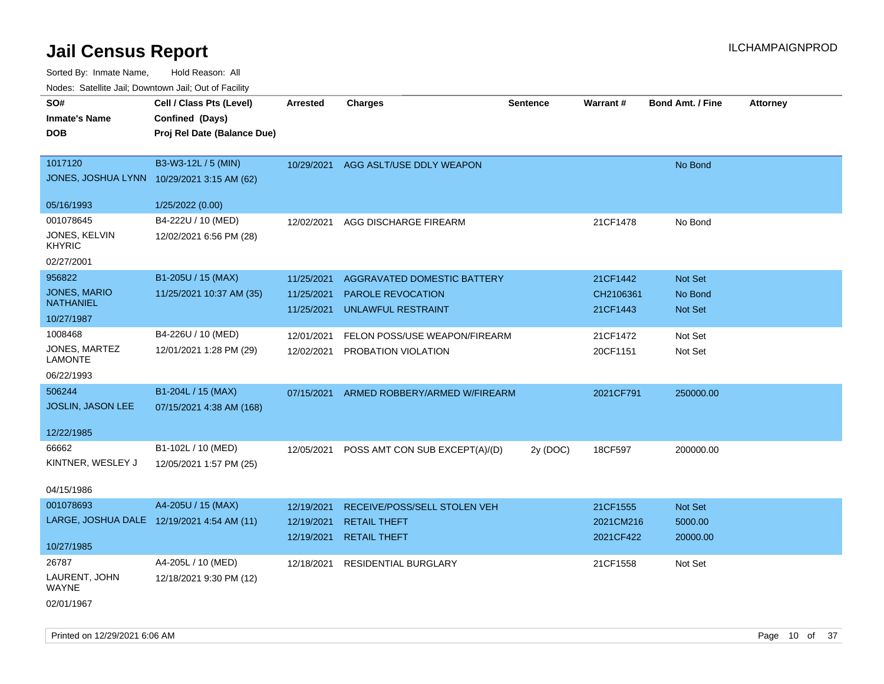# Jail Census Report

ILCHAMPAIGNPROD

Sorted By: Inmate Name, Hold Reason: All

Nodes: Satellite Jail; Downtown Jail; Out of Facility

| SO#<br>Inmate's Name<br>DOB | Cell / Class Pts (Level)<br>Confined (Days)<br>Proj Rel Date (Balance Due) | Arrested | Charges | Sentence | Warrant # | Bond Amt. / Fine | Attorney |
|---|---|---|---|---|---|---|---|
| 1017120<br>JONES, JOSHUA LYNN<br>05/16/1993 | B3-W3-12L / 5 (MIN)<br>10/29/2021 3:15 AM (62)<br>1/25/2022 (0.00) | 10/29/2021 | AGG ASLT/USE DDLY WEAPON | | | No Bond | |
| 001078645<br>JONES, KELVIN KHYRIC<br>02/27/2001 | B4-222U / 10 (MED)<br>12/02/2021 6:56 PM (28) | 12/02/2021 | AGG DISCHARGE FIREARM | | 21CF1478 | No Bond | |
| 956822<br>JONES, MARIO NATHANIEL<br>10/27/1987 | B1-205U / 15 (MAX)<br>11/25/2021 10:37 AM (35) | 11/25/2021<br>11/25/2021<br>11/25/2021 | AGGRAVATED DOMESTIC BATTERY<br>PAROLE REVOCATION<br>UNLAWFUL RESTRAINT | | 21CF1442<br>CH2106361<br>21CF1443 | Not Set<br>No Bond<br>Not Set | |
| 1008468<br>JONES, MARTEZ LAMONTE<br>06/22/1993 | B4-226U / 10 (MED)<br>12/01/2021 1:28 PM (29) | 12/01/2021<br>12/02/2021 | FELON POSS/USE WEAPON/FIREARM<br>PROBATION VIOLATION | | 21CF1472<br>20CF1151 | Not Set<br>Not Set | |
| 506244<br>JOSLIN, JASON LEE<br>12/22/1985 | B1-204L / 15 (MAX)<br>07/15/2021 4:38 AM (168) | 07/15/2021 | ARMED ROBBERY/ARMED W/FIREARM | | 2021CF791 | 250000.00 | |
| 66662<br>KINTNER, WESLEY J<br>04/15/1986 | B1-102L / 10 (MED)<br>12/05/2021 1:57 PM (25) | 12/05/2021 | POSS AMT CON SUB EXCEPT(A)/(D) | 2y (DOC) | 18CF597 | 200000.00 | |
| 001078693<br>LARGE, JOSHUA DALE<br>10/27/1985 | A4-205U / 15 (MAX)<br>12/19/2021 4:54 AM (11) | 12/19/2021<br>12/19/2021<br>12/19/2021 | RECEIVE/POSS/SELL STOLEN VEH<br>RETAIL THEFT<br>RETAIL THEFT | | 21CF1555<br>2021CM216<br>2021CF422 | Not Set<br>5000.00<br>20000.00 | |
| 26787<br>LAURENT, JOHN WAYNE<br>02/01/1967 | A4-205L / 10 (MED)<br>12/18/2021 9:30 PM (12) | 12/18/2021 | RESIDENTIAL BURGLARY | | 21CF1558 | Not Set | |

Printed on 12/29/2021 6:06 AM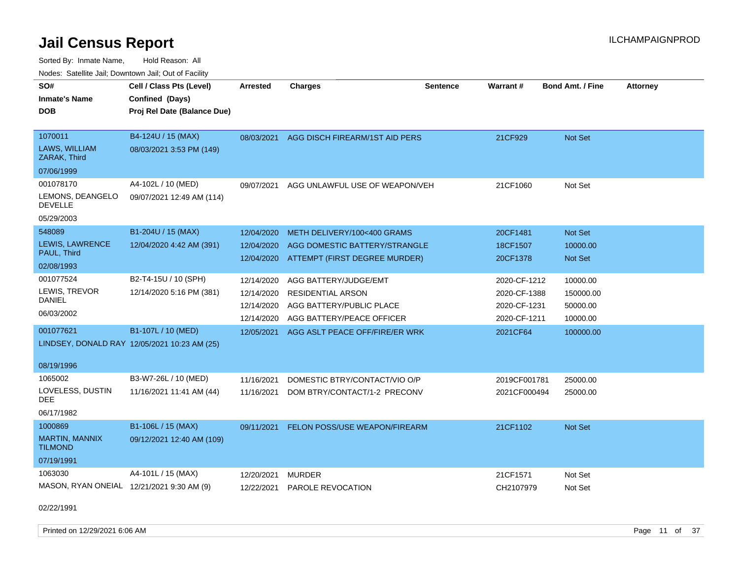# Jail Census Report

ILCHAMPAIGNPROD

Sorted By: Inmate Name, Hold Reason: All

Nodes: Satellite Jail; Downtown Jail; Out of Facility

| SO# / Inmate's Name / DOB | Cell / Class Pts (Level) / Confined (Days) / Proj Rel Date (Balance Due) | Arrested | Charges | Sentence | Warrant # | Bond Amt. / Fine | Attorney |
|---|---|---|---|---|---|---|---|
| 1070011<br>LAWS, WILLIAM ZARAK, Third<br>07/06/1999 | B4-124U / 15 (MAX)<br>08/03/2021 3:53 PM (149) | 08/03/2021 | AGG DISCH FIREARM/1ST AID PERS | | 21CF929 | Not Set | |
| 001078170<br>LEMONS, DEANGELO DEVELLE<br>05/29/2003 | A4-102L / 10 (MED)<br>09/07/2021 12:49 AM (114) | 09/07/2021 | AGG UNLAWFUL USE OF WEAPON/VEH | | 21CF1060 | Not Set | |
| 548089<br>LEWIS, LAWRENCE PAUL, Third<br>02/08/1993 | B1-204U / 15 (MAX)<br>12/04/2020 4:42 AM (391) | 12/04/2020 | METH DELIVERY/100<400 GRAMS | | 20CF1481 | Not Set | |
| | | 12/04/2020 | AGG DOMESTIC BATTERY/STRANGLE | | 18CF1507 | 10000.00 | |
| | | 12/04/2020 | ATTEMPT (FIRST DEGREE MURDER) | | 20CF1378 | Not Set | |
| 001077524<br>LEWIS, TREVOR DANIEL<br>06/03/2002 | B2-T4-15U / 10 (SPH)<br>12/14/2020 5:16 PM (381) | 12/14/2020 | AGG BATTERY/JUDGE/EMT | | 2020-CF-1212 | 10000.00 | |
| | | 12/14/2020 | RESIDENTIAL ARSON | | 2020-CF-1388 | 150000.00 | |
| | | 12/14/2020 | AGG BATTERY/PUBLIC PLACE | | 2020-CF-1231 | 50000.00 | |
| | | 12/14/2020 | AGG BATTERY/PEACE OFFICER | | 2020-CF-1211 | 10000.00 | |
| 001077621<br>LINDSEY, DONALD RAY<br>08/19/1996 | B1-107L / 10 (MED)<br>12/05/2021 10:23 AM (25) | 12/05/2021 | AGG ASLT PEACE OFF/FIRE/ER WRK | | 2021CF64 | 100000.00 | |
| 1065002<br>LOVELESS, DUSTIN DEE<br>06/17/1982 | B3-W7-26L / 10 (MED)<br>11/16/2021 11:41 AM (44) | 11/16/2021 | DOMESTIC BTRY/CONTACT/VIO O/P | | 2019CF001781 | 25000.00 | |
| | | 11/16/2021 | DOM BTRY/CONTACT/1-2 PRECONV | | 2021CF000494 | 25000.00 | |
| 1000869<br>MARTIN, MANNIX TILMOND<br>07/19/1991 | B1-106L / 15 (MAX)<br>09/12/2021 12:40 AM (109) | 09/11/2021 | FELON POSS/USE WEAPON/FIREARM | | 21CF1102 | Not Set | |
| 1063030<br>MASON, RYAN ONEIAL<br>02/22/1991 | A4-101L / 15 (MAX)<br>12/21/2021 9:30 AM (9) | 12/20/2021 | MURDER | | 21CF1571 | Not Set | |
| | | 12/22/2021 | PAROLE REVOCATION | | CH2107979 | Not Set | |

Printed on 12/29/2021 6:06 AM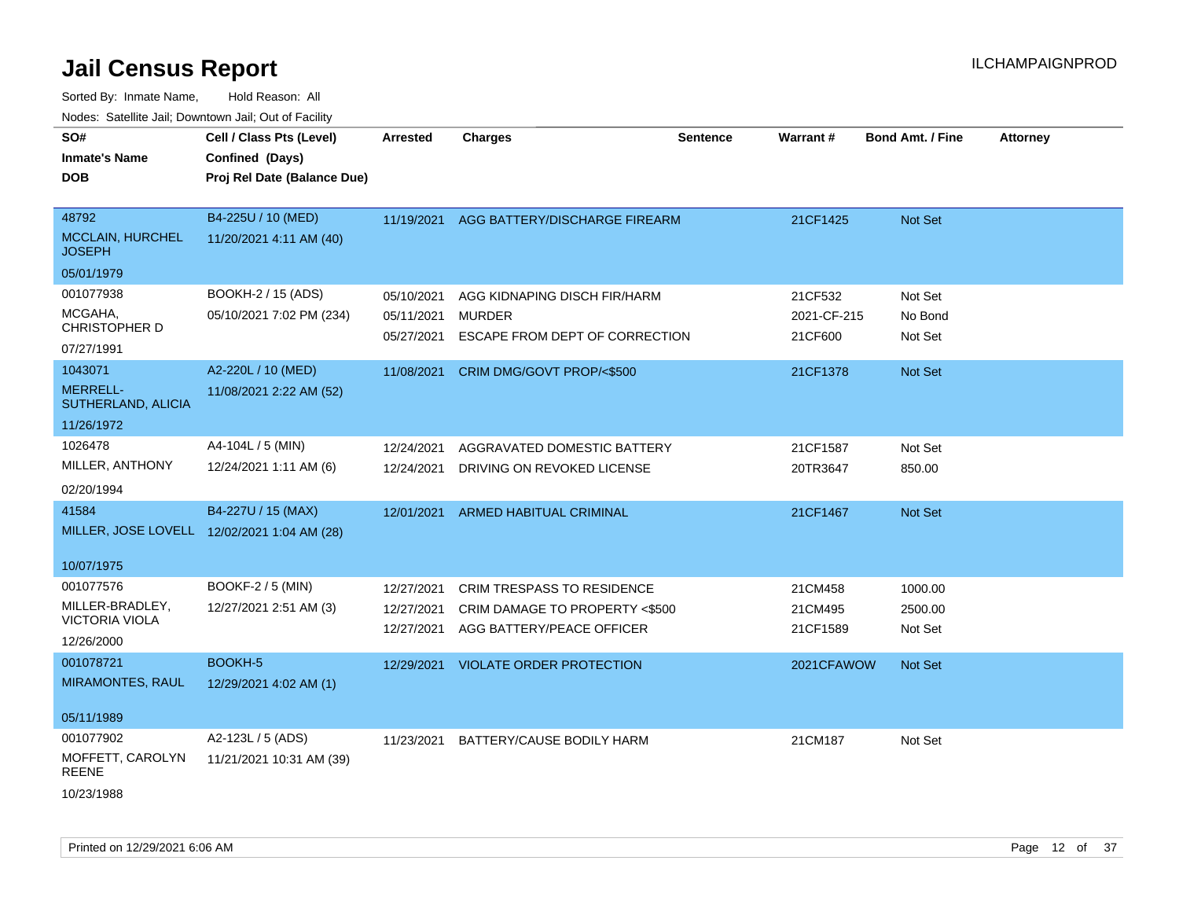# Jail Census Report

ILCHAMPAIGNPROD

Sorted By: Inmate Name, Hold Reason: All

Nodes: Satellite Jail; Downtown Jail; Out of Facility

| SO# / Inmate's Name / DOB | Cell / Class Pts (Level) / Confined (Days) / Proj Rel Date (Balance Due) | Arrested | Charges | Sentence | Warrant # | Bond Amt. / Fine | Attorney |
|---|---|---|---|---|---|---|---|
| 48792 MCCLAIN, HURCHEL JOSEPH 05/01/1979 | B4-225U / 10 (MED) 11/20/2021 4:11 AM (40) | 11/19/2021 | AGG BATTERY/DISCHARGE FIREARM | | 21CF1425 | Not Set | |
| 001077938 MCGAHA, CHRISTOPHER D 07/27/1991 | BOOKH-2 / 15 (ADS) 05/10/2021 7:02 PM (234) | 05/10/2021 | AGG KIDNAPING DISCH FIR/HARM | | 21CF532 | Not Set | |
| | | 05/11/2021 | MURDER | | 2021-CF-215 | No Bond | |
| | | 05/27/2021 | ESCAPE FROM DEPT OF CORRECTION | | 21CF600 | Not Set | |
| 1043071 MERRELL-SUTHERLAND, ALICIA 11/26/1972 | A2-220L / 10 (MED) 11/08/2021 2:22 AM (52) | 11/08/2021 | CRIM DMG/GOVT PROP/<$500 | | 21CF1378 | Not Set | |
| 1026478 MILLER, ANTHONY 02/20/1994 | A4-104L / 5 (MIN) 12/24/2021 1:11 AM (6) | 12/24/2021 | AGGRAVATED DOMESTIC BATTERY | | 21CF1587 | Not Set | |
| | | 12/24/2021 | DRIVING ON REVOKED LICENSE | | 20TR3647 | 850.00 | |
| 41584 MILLER, JOSE LOVELL 10/07/1975 | B4-227U / 15 (MAX) 12/02/2021 1:04 AM (28) | 12/01/2021 | ARMED HABITUAL CRIMINAL | | 21CF1467 | Not Set | |
| 001077576 MILLER-BRADLEY, VICTORIA VIOLA 12/26/2000 | BOOKF-2 / 5 (MIN) 12/27/2021 2:51 AM (3) | 12/27/2021 | CRIM TRESPASS TO RESIDENCE | | 21CM458 | 1000.00 | |
| | | 12/27/2021 | CRIM DAMAGE TO PROPERTY <$500 | | 21CM495 | 2500.00 | |
| | | 12/27/2021 | AGG BATTERY/PEACE OFFICER | | 21CF1589 | Not Set | |
| 001078721 MIRAMONTES, RAUL 05/11/1989 | BOOKH-5 12/29/2021 4:02 AM (1) | 12/29/2021 | VIOLATE ORDER PROTECTION | | 2021CFAWOW | Not Set | |
| 001077902 MOFFETT, CAROLYN REENE 10/23/1988 | A2-123L / 5 (ADS) 11/21/2021 10:31 AM (39) | 11/23/2021 | BATTERY/CAUSE BODILY HARM | | 21CM187 | Not Set | |

Printed on 12/29/2021 6:06 AM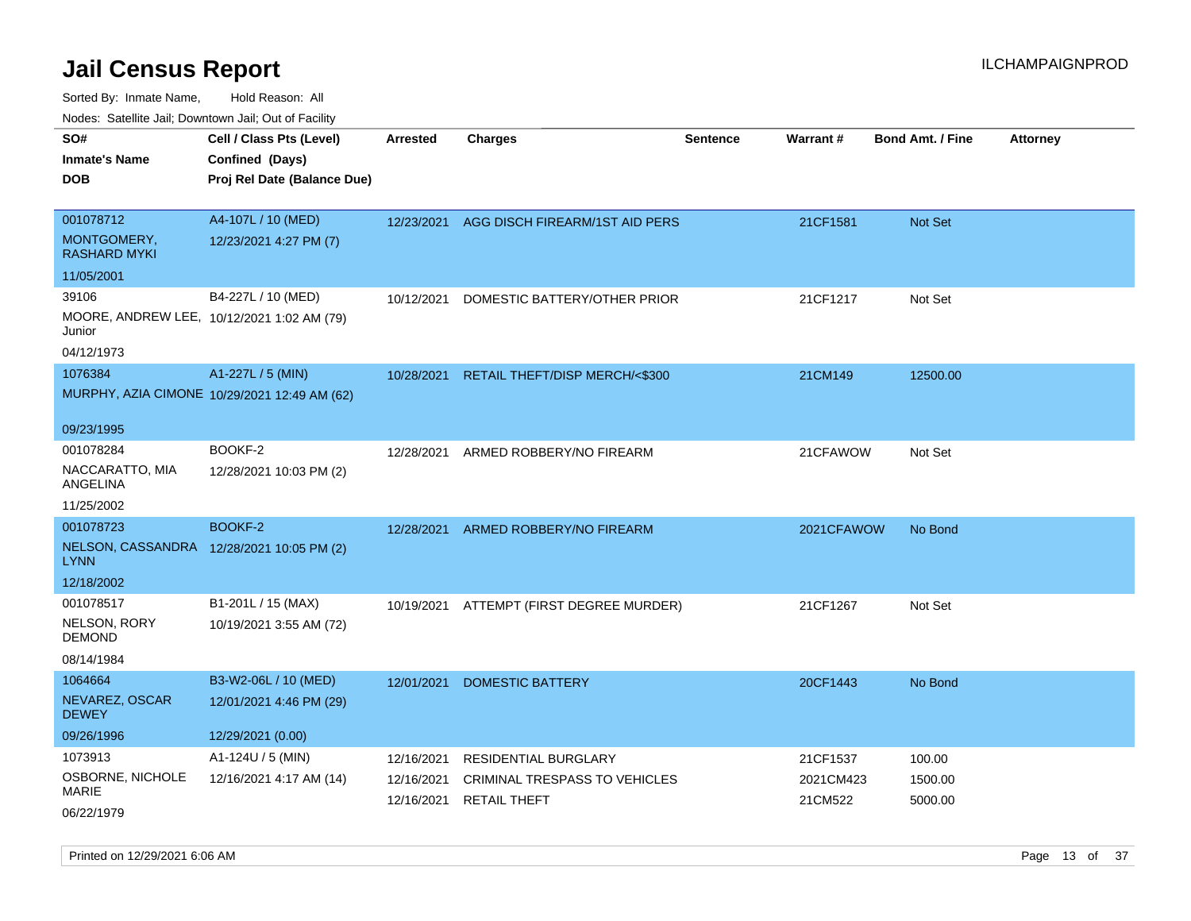# Jail Census Report

ILCHAMPAIGNPROD

Sorted By: Inmate Name, Hold Reason: All

Nodes: Satellite Jail; Downtown Jail; Out of Facility

| SO# / Inmate's Name / DOB | Cell / Class Pts (Level) / Confined (Days) / Proj Rel Date (Balance Due) | Arrested | Charges | Sentence | Warrant # | Bond Amt. / Fine | Attorney |
|---|---|---|---|---|---|---|---|
| 001078712<br>MONTGOMERY, RASHARD MYKI<br>11/05/2001 | A4-107L / 10 (MED)<br>12/23/2021 4:27 PM (7) | 12/23/2021 | AGG DISCH FIREARM/1ST AID PERS | | 21CF1581 | Not Set | |
| 39106<br>MOORE, ANDREW LEE, Junior<br>04/12/1973 | B4-227L / 10 (MED)<br>10/12/2021 1:02 AM (79) | 10/12/2021 | DOMESTIC BATTERY/OTHER PRIOR | | 21CF1217 | Not Set | |
| 1076384<br>MURPHY, AZIA CIMONE<br>09/23/1995 | A1-227L / 5 (MIN)<br>10/29/2021 12:49 AM (62) | 10/28/2021 | RETAIL THEFT/DISP MERCH/<$300 | | 21CM149 | 12500.00 | |
| 001078284<br>NACCARATTO, MIA ANGELINA<br>11/25/2002 | BOOKF-2<br>12/28/2021 10:03 PM (2) | 12/28/2021 | ARMED ROBBERY/NO FIREARM | | 21CFAWOW | Not Set | |
| 001078723<br>NELSON, CASSANDRA LYNN<br>12/18/2002 | BOOKF-2<br>12/28/2021 10:05 PM (2) | 12/28/2021 | ARMED ROBBERY/NO FIREARM | | 2021CFAWOW | No Bond | |
| 001078517<br>NELSON, RORY DEMOND<br>08/14/1984 | B1-201L / 15 (MAX)<br>10/19/2021 3:55 AM (72) | 10/19/2021 | ATTEMPT (FIRST DEGREE MURDER) | | 21CF1267 | Not Set | |
| 1064664<br>NEVAREZ, OSCAR DEWEY<br>09/26/1996 | B3-W2-06L / 10 (MED)<br>12/01/2021 4:46 PM (29)<br>12/29/2021 (0.00) | 12/01/2021 | DOMESTIC BATTERY | | 20CF1443 | No Bond | |
| 1073913<br>OSBORNE, NICHOLE MARIE<br>06/22/1979 | A1-124U / 5 (MIN)<br>12/16/2021 4:17 AM (14) | 12/16/2021<br>12/16/2021<br>12/16/2021 | RESIDENTIAL BURGLARY<br>CRIMINAL TRESPASS TO VEHICLES<br>RETAIL THEFT | | 21CF1537<br>2021CM423<br>21CM522 | 100.00<br>1500.00<br>5000.00 | |

Printed on 12/29/2021 6:06 AM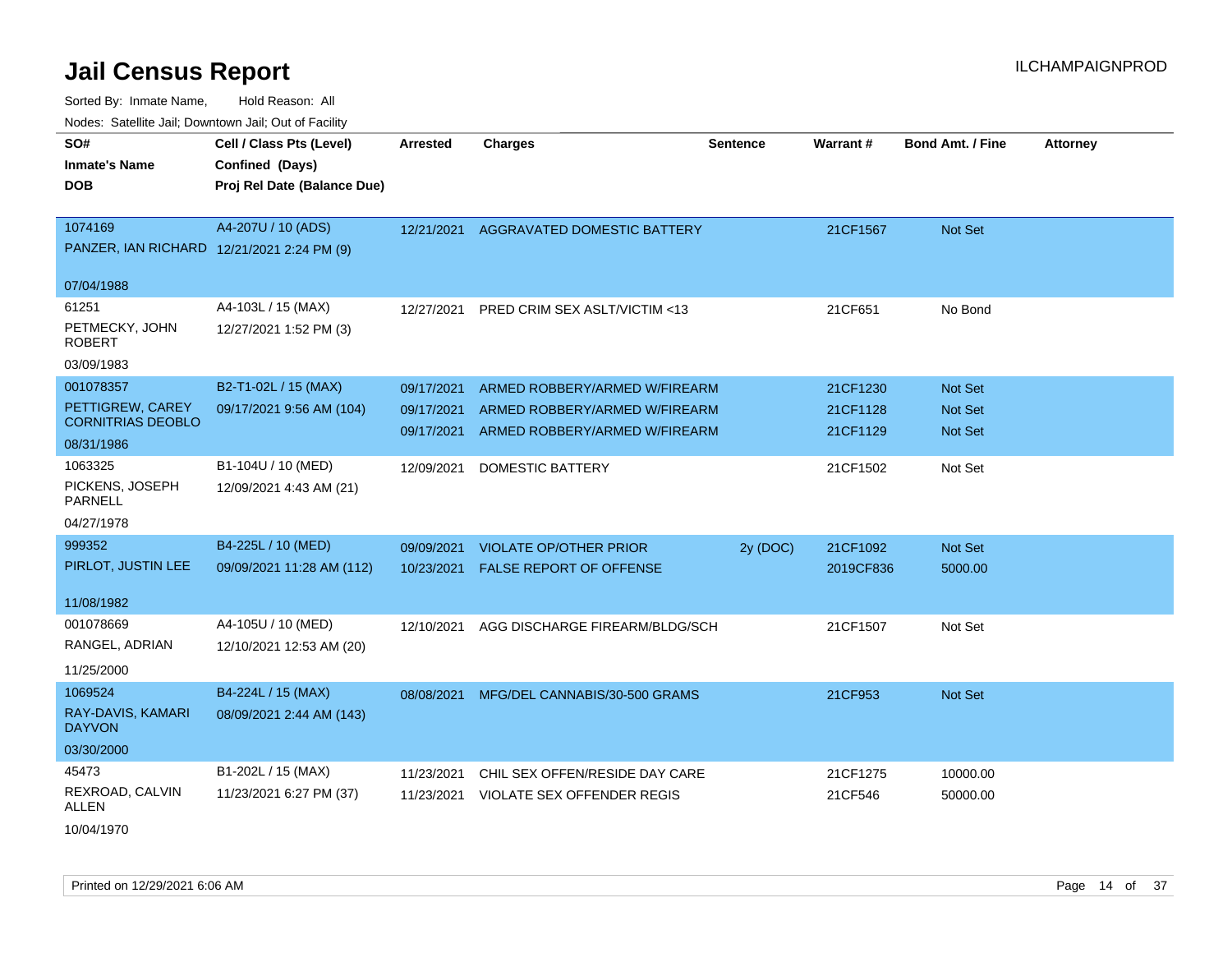# Jail Census Report

ILCHAMPAIGNPROD

Sorted By: Inmate Name, Hold Reason: All

Nodes: Satellite Jail; Downtown Jail; Out of Facility

| SO# / Inmate's Name / DOB | Cell / Class Pts (Level) / Confined (Days) / Proj Rel Date (Balance Due) | Arrested | Charges | Sentence | Warrant # | Bond Amt. / Fine | Attorney |
|---|---|---|---|---|---|---|---|
| 1074169<br>PANZER, IAN RICHARD<br>07/04/1988 | A4-207U / 10 (ADS)<br>12/21/2021 2:24 PM (9) | 12/21/2021 | AGGRAVATED DOMESTIC BATTERY | | 21CF1567 | Not Set | |
| 61251<br>PETMECKY, JOHN ROBERT<br>03/09/1983 | A4-103L / 15 (MAX)<br>12/27/2021 1:52 PM (3) | 12/27/2021 | PRED CRIM SEX ASLT/VICTIM <13 | | 21CF651 | No Bond | |
| 001078357<br>PETTIGREW, CAREY CORNITRIAS DEOBLO<br>08/31/1986 | B2-T1-02L / 15 (MAX)<br>09/17/2021 9:56 AM (104) | 09/17/2021 | ARMED ROBBERY/ARMED W/FIREARM | | 21CF1230 | Not Set | |
| | | 09/17/2021 | ARMED ROBBERY/ARMED W/FIREARM | | 21CF1128 | Not Set | |
| | | 09/17/2021 | ARMED ROBBERY/ARMED W/FIREARM | | 21CF1129 | Not Set | |
| 1063325<br>PICKENS, JOSEPH PARNELL<br>04/27/1978 | B1-104U / 10 (MED)<br>12/09/2021 4:43 AM (21) | 12/09/2021 | DOMESTIC BATTERY | | 21CF1502 | Not Set | |
| 999352<br>PIRLOT, JUSTIN LEE<br>11/08/1982 | B4-225L / 10 (MED)<br>09/09/2021 11:28 AM (112) | 09/09/2021 | VIOLATE OP/OTHER PRIOR | 2y (DOC) | 21CF1092 | Not Set | |
| | | 10/23/2021 | FALSE REPORT OF OFFENSE | | 2019CF836 | 5000.00 | |
| 001078669<br>RANGEL, ADRIAN<br>11/25/2000 | A4-105U / 10 (MED)<br>12/10/2021 12:53 AM (20) | 12/10/2021 | AGG DISCHARGE FIREARM/BLDG/SCH | | 21CF1507 | Not Set | |
| 1069524<br>RAY-DAVIS, KAMARI DAYVON<br>03/30/2000 | B4-224L / 15 (MAX)<br>08/09/2021 2:44 AM (143) | 08/08/2021 | MFG/DEL CANNABIS/30-500 GRAMS | | 21CF953 | Not Set | |
| 45473<br>REXROAD, CALVIN ALLEN<br>10/04/1970 | B1-202L / 15 (MAX)<br>11/23/2021 6:27 PM (37) | 11/23/2021 | CHIL SEX OFFEN/RESIDE DAY CARE | | 21CF1275 | 10000.00 | |
| | | 11/23/2021 | VIOLATE SEX OFFENDER REGIS | | 21CF546 | 50000.00 | |

Printed on 12/29/2021 6:06 AM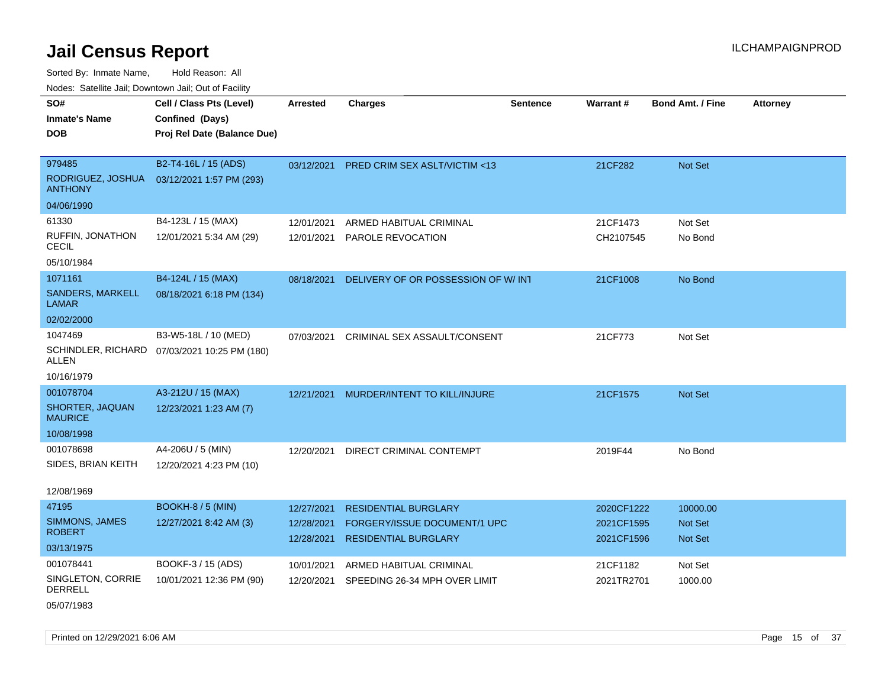# Jail Census Report

ILCHAMPAIGNPROD

Sorted By: Inmate Name, Hold Reason: All

Nodes: Satellite Jail; Downtown Jail; Out of Facility

| SO# / Inmate's Name / DOB | Cell / Class Pts (Level) / Confined (Days) / Proj Rel Date (Balance Due) | Arrested | Charges | Sentence | Warrant # | Bond Amt. / Fine | Attorney |
|---|---|---|---|---|---|---|---|
| 979485 RODRIGUEZ, JOSHUA ANTHONY 04/06/1990 | B2-T4-16L / 15 (ADS) 03/12/2021 1:57 PM (293) | 03/12/2021 | PRED CRIM SEX ASLT/VICTIM <13 | | 21CF282 | Not Set | |
| 61330 RUFFIN, JONATHON CECIL 05/10/1984 | B4-123L / 15 (MAX) 12/01/2021 5:34 AM (29) | 12/01/2021 | ARMED HABITUAL CRIMINAL | | 21CF1473 | Not Set | |
| | | 12/01/2021 | PAROLE REVOCATION | | CH2107545 | No Bond | |
| 1071161 SANDERS, MARKELL LAMAR 02/02/2000 | B4-124L / 15 (MAX) 08/18/2021 6:18 PM (134) | 08/18/2021 | DELIVERY OF OR POSSESSION OF W/ INT | | 21CF1008 | No Bond | |
| 1047469 SCHINDLER, RICHARD ALLEN 10/16/1979 | B3-W5-18L / 10 (MED) 07/03/2021 10:25 PM (180) | 07/03/2021 | CRIMINAL SEX ASSAULT/CONSENT | | 21CF773 | Not Set | |
| 001078704 SHORTER, JAQUAN MAURICE 10/08/1998 | A3-212U / 15 (MAX) 12/23/2021 1:23 AM (7) | 12/21/2021 | MURDER/INTENT TO KILL/INJURE | | 21CF1575 | Not Set | |
| 001078698 SIDES, BRIAN KEITH 12/08/1969 | A4-206U / 5 (MIN) 12/20/2021 4:23 PM (10) | 12/20/2021 | DIRECT CRIMINAL CONTEMPT | | 2019F44 | No Bond | |
| 47195 SIMMONS, JAMES ROBERT 03/13/1975 | BOOKH-8 / 5 (MIN) 12/27/2021 8:42 AM (3) | 12/27/2021 | RESIDENTIAL BURGLARY | | 2020CF1222 | 10000.00 | |
| | | 12/28/2021 | FORGERY/ISSUE DOCUMENT/1 UPC | | 2021CF1595 | Not Set | |
| | | 12/28/2021 | RESIDENTIAL BURGLARY | | 2021CF1596 | Not Set | |
| 001078441 SINGLETON, CORRIE DERRELL 05/07/1983 | BOOKF-3 / 15 (ADS) 10/01/2021 12:36 PM (90) | 10/01/2021 | ARMED HABITUAL CRIMINAL | | 21CF1182 | Not Set | |
| | | 12/20/2021 | SPEEDING 26-34 MPH OVER LIMIT | | 2021TR2701 | 1000.00 | |

Printed on 12/29/2021 6:06 AM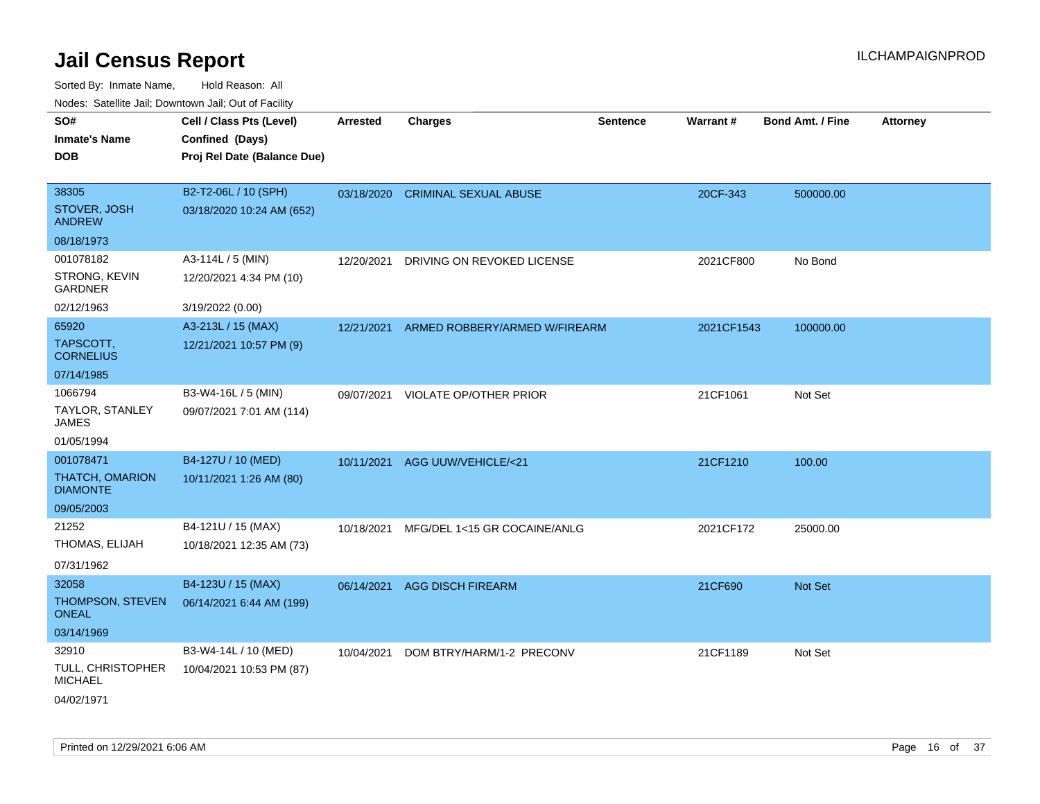# Jail Census Report

ILCHAMPAIGNPROD

Sorted By: Inmate Name, Hold Reason: All

Nodes: Satellite Jail; Downtown Jail; Out of Facility

| SO# / Inmate's Name / DOB | Cell / Class Pts (Level) / Confined (Days) / Proj Rel Date (Balance Due) | Arrested | Charges | Sentence | Warrant # | Bond Amt. / Fine | Attorney |
|---|---|---|---|---|---|---|---|
| 38305 STOVER, JOSH ANDREW 08/18/1973 | B2-T2-06L / 10 (SPH) 03/18/2020 10:24 AM (652) | 03/18/2020 | CRIMINAL SEXUAL ABUSE | | 20CF-343 | 500000.00 | |
| 001078182 STRONG, KEVIN GARDNER 02/12/1963 | A3-114L / 5 (MIN) 12/20/2021 4:34 PM (10) 3/19/2022 (0.00) | 12/20/2021 | DRIVING ON REVOKED LICENSE | | 2021CF800 | No Bond | |
| 65920 TAPSCOTT, CORNELIUS 07/14/1985 | A3-213L / 15 (MAX) 12/21/2021 10:57 PM (9) | 12/21/2021 | ARMED ROBBERY/ARMED W/FIREARM | | 2021CF1543 | 100000.00 | |
| 1066794 TAYLOR, STANLEY JAMES 01/05/1994 | B3-W4-16L / 5 (MIN) 09/07/2021 7:01 AM (114) | 09/07/2021 | VIOLATE OP/OTHER PRIOR | | 21CF1061 | Not Set | |
| 001078471 THATCH, OMARION DIAMONTE 09/05/2003 | B4-127U / 10 (MED) 10/11/2021 1:26 AM (80) | 10/11/2021 | AGG UUW/VEHICLE/<21 | | 21CF1210 | 100.00 | |
| 21252 THOMAS, ELIJAH 07/31/1962 | B4-121U / 15 (MAX) 10/18/2021 12:35 AM (73) | 10/18/2021 | MFG/DEL 1<15 GR COCAINE/ANLG | | 2021CF172 | 25000.00 | |
| 32058 THOMPSON, STEVEN ONEAL 03/14/1969 | B4-123U / 15 (MAX) 06/14/2021 6:44 AM (199) | 06/14/2021 | AGG DISCH FIREARM | | 21CF690 | Not Set | |
| 32910 TULL, CHRISTOPHER MICHAEL 04/02/1971 | B3-W4-14L / 10 (MED) 10/04/2021 10:53 PM (87) | 10/04/2021 | DOM BTRY/HARM/1-2 PRECONV | | 21CF1189 | Not Set | |

Printed on 12/29/2021 6:06 AM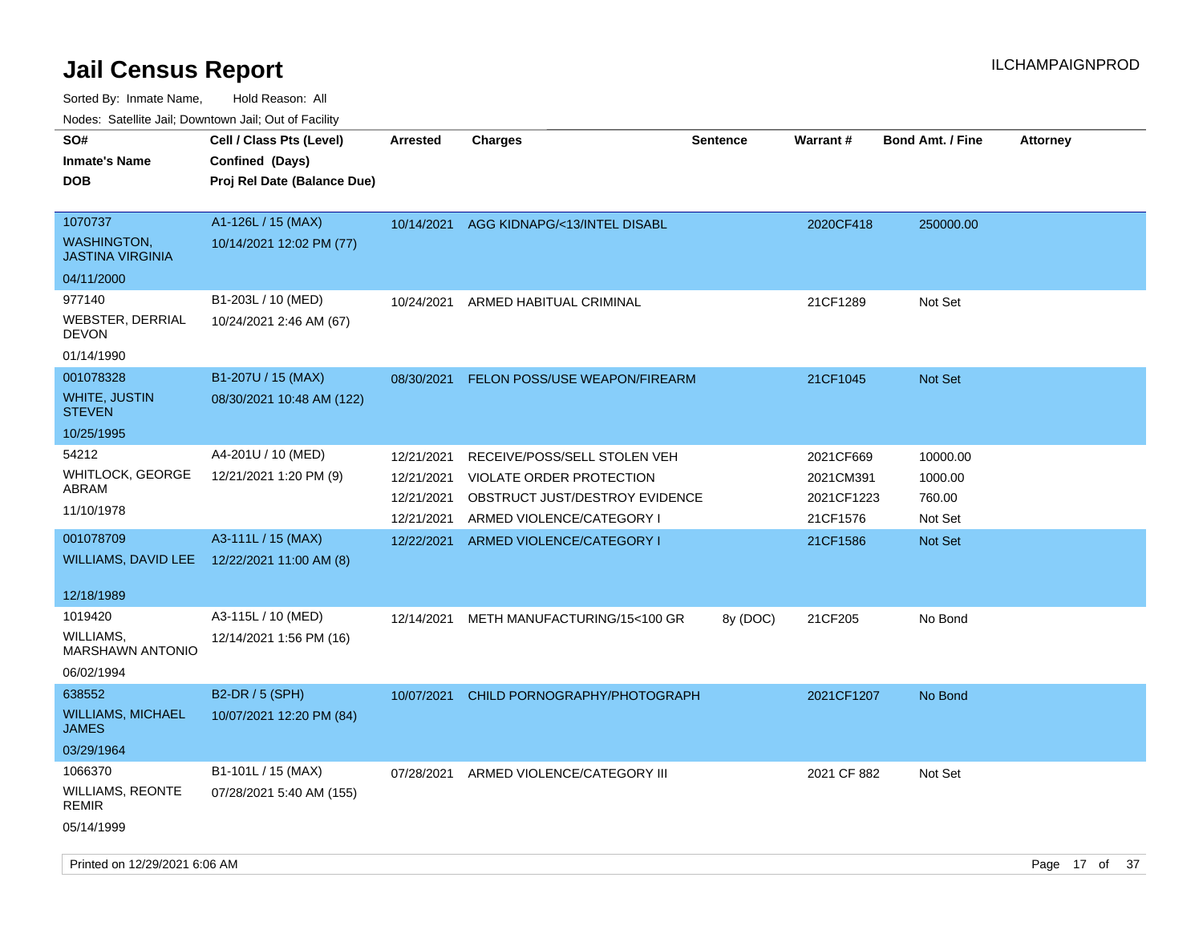# Jail Census Report

ILCHAMPAIGNPROD

Sorted By: Inmate Name, Hold Reason: All

Nodes: Satellite Jail; Downtown Jail; Out of Facility

| SO# / Inmate's Name / DOB | Cell / Class Pts (Level) / Confined (Days) / Proj Rel Date (Balance Due) | Arrested | Charges | Sentence | Warrant # | Bond Amt. / Fine | Attorney |
|---|---|---|---|---|---|---|---|
| 1070737<br>WASHINGTON, JASTINA VIRGINIA<br>04/11/2000 | A1-126L / 15 (MAX)<br>10/14/2021 12:02 PM (77) | 10/14/2021 | AGG KIDNAPG/<13/INTEL DISABL | | 2020CF418 | 250000.00 | |
| 977140<br>WEBSTER, DERRIAL DEVON<br>01/14/1990 | B1-203L / 10 (MED)<br>10/24/2021 2:46 AM (67) | 10/24/2021 | ARMED HABITUAL CRIMINAL | | 21CF1289 | Not Set | |
| 001078328<br>WHITE, JUSTIN STEVEN<br>10/25/1995 | B1-207U / 15 (MAX)<br>08/30/2021 10:48 AM (122) | 08/30/2021 | FELON POSS/USE WEAPON/FIREARM | | 21CF1045 | Not Set | |
| 54212<br>WHITLOCK, GEORGE ABRAM<br>11/10/1978 | A4-201U / 10 (MED)<br>12/21/2021 1:20 PM (9) | 12/21/2021 | RECEIVE/POSS/SELL STOLEN VEH | | 2021CF669 | 10000.00 | |
| | | 12/21/2021 | VIOLATE ORDER PROTECTION | | 2021CM391 | 1000.00 | |
| | | 12/21/2021 | OBSTRUCT JUST/DESTROY EVIDENCE | | 2021CF1223 | 760.00 | |
| | | 12/21/2021 | ARMED VIOLENCE/CATEGORY I | | 21CF1576 | Not Set | |
| 001078709<br>WILLIAMS, DAVID LEE<br>12/18/1989 | A3-111L / 15 (MAX)<br>12/22/2021 11:00 AM (8) | 12/22/2021 | ARMED VIOLENCE/CATEGORY I | | 21CF1586 | Not Set | |
| 1019420<br>WILLIAMS, MARSHAWN ANTONIO<br>06/02/1994 | A3-115L / 10 (MED)<br>12/14/2021 1:56 PM (16) | 12/14/2021 | METH MANUFACTURING/15<100 GR | 8y (DOC) | 21CF205 | No Bond | |
| 638552<br>WILLIAMS, MICHAEL JAMES<br>03/29/1964 | B2-DR / 5 (SPH)<br>10/07/2021 12:20 PM (84) | 10/07/2021 | CHILD PORNOGRAPHY/PHOTOGRAPH | | 2021CF1207 | No Bond | |
| 1066370<br>WILLIAMS, REONTE REMIR<br>05/14/1999 | B1-101L / 15 (MAX)<br>07/28/2021 5:40 AM (155) | 07/28/2021 | ARMED VIOLENCE/CATEGORY III | | 2021 CF 882 | Not Set | |

Printed on 12/29/2021 6:06 AM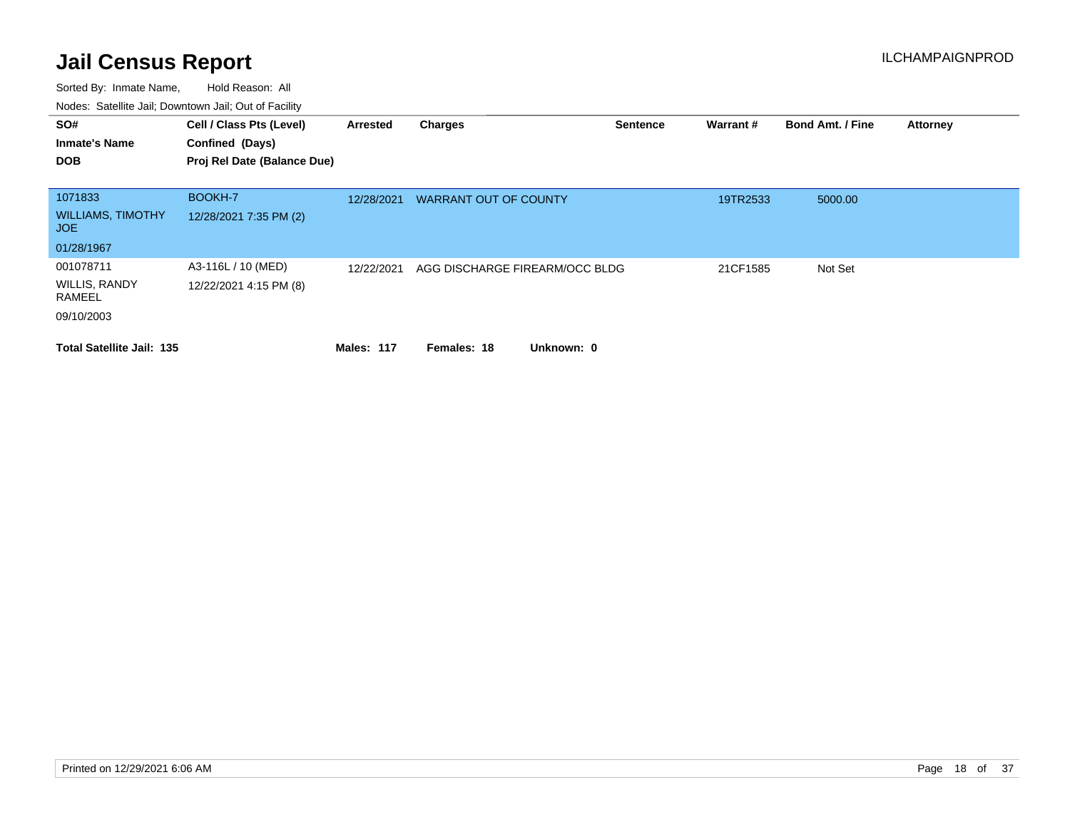# Jail Census Report

Sorted By: Inmate Name, Hold Reason: All

Nodes: Satellite Jail; Downtown Jail; Out of Facility

| SO#<br>Inmate's Name<br>DOB | Cell / Class Pts (Level)<br>Confined (Days)<br>Proj Rel Date (Balance Due) | Arrested | Charges | Sentence | Warrant # | Bond Amt. / Fine | Attorney |
|---|---|---|---|---|---|---|---|
| 1071833<br>WILLIAMS, TIMOTHY JOE<br>01/28/1967 | BOOKH-7<br>12/28/2021 7:35 PM (2) | 12/28/2021 | WARRANT OUT OF COUNTY | | 19TR2533 | 5000.00 | |
| 001078711<br>WILLIS, RANDY RAMEEL<br>09/10/2003 | A3-116L / 10 (MED)<br>12/22/2021 4:15 PM (8) | 12/22/2021 | AGG DISCHARGE FIREARM/OCC BLDG | | 21CF1585 | Not Set | |

**Total Satellite Jail: 135** **Males: 117** **Females: 18** **Unknown: 0**

Printed on 12/29/2021 6:06 AM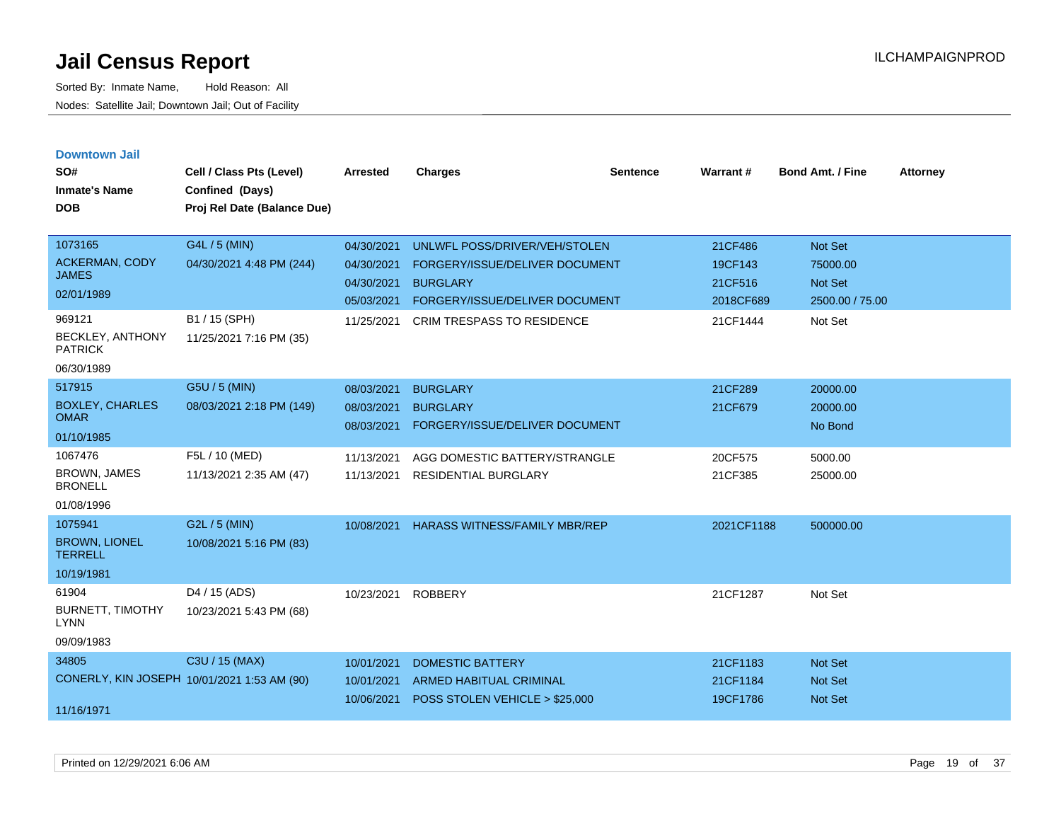# Jail Census Report

Sorted By: Inmate Name, Hold Reason: All

Nodes: Satellite Jail; Downtown Jail; Out of Facility

## Downtown Jail

| SO# / Inmate's Name / DOB | Cell / Class Pts (Level) / Confined (Days) / Proj Rel Date (Balance Due) | Arrested | Charges | Sentence | Warrant # | Bond Amt. / Fine | Attorney |
|---|---|---|---|---|---|---|---|
| 1073165 ACKERMAN, CODY JAMES 02/01/1989 | G4L / 5 (MIN) 04/30/2021 4:48 PM (244) | 04/30/2021 | UNLWFL POSS/DRIVER/VEH/STOLEN | | 21CF486 | Not Set | |
| | | 04/30/2021 | FORGERY/ISSUE/DELIVER DOCUMENT | | 19CF143 | 75000.00 | |
| | | 04/30/2021 | BURGLARY | | 21CF516 | Not Set | |
| | | 05/03/2021 | FORGERY/ISSUE/DELIVER DOCUMENT | | 2018CF689 | 2500.00 / 75.00 | |
| 969121 BECKLEY, ANTHONY PATRICK 06/30/1989 | B1 / 15 (SPH) 11/25/2021 7:16 PM (35) | 11/25/2021 | CRIM TRESPASS TO RESIDENCE | | 21CF1444 | Not Set | |
| 517915 BOXLEY, CHARLES OMAR 01/10/1985 | G5U / 5 (MIN) 08/03/2021 2:18 PM (149) | 08/03/2021 | BURGLARY | | 21CF289 | 20000.00 | |
| | | 08/03/2021 | BURGLARY | | 21CF679 | 20000.00 | |
| | | 08/03/2021 | FORGERY/ISSUE/DELIVER DOCUMENT | | | No Bond | |
| 1067476 BROWN, JAMES BRONELL 01/08/1996 | F5L / 10 (MED) 11/13/2021 2:35 AM (47) | 11/13/2021 | AGG DOMESTIC BATTERY/STRANGLE | | 20CF575 | 5000.00 | |
| | | 11/13/2021 | RESIDENTIAL BURGLARY | | 21CF385 | 25000.00 | |
| 1075941 BROWN, LIONEL TERRELL 10/19/1981 | G2L / 5 (MIN) 10/08/2021 5:16 PM (83) | 10/08/2021 | HARASS WITNESS/FAMILY MBR/REP | | 2021CF1188 | 500000.00 | |
| 61904 BURNETT, TIMOTHY LYNN 09/09/1983 | D4 / 15 (ADS) 10/23/2021 5:43 PM (68) | 10/23/2021 | ROBBERY | | 21CF1287 | Not Set | |
| 34805 CONERLY, KIN JOSEPH 11/16/1971 | C3U / 15 (MAX) 10/01/2021 1:53 AM (90) | 10/01/2021 | DOMESTIC BATTERY | | 21CF1183 | Not Set | |
| | | 10/01/2021 | ARMED HABITUAL CRIMINAL | | 21CF1184 | Not Set | |
| | | 10/06/2021 | POSS STOLEN VEHICLE > $25,000 | | 19CF1786 | Not Set | |

Printed on 12/29/2021 6:06 AM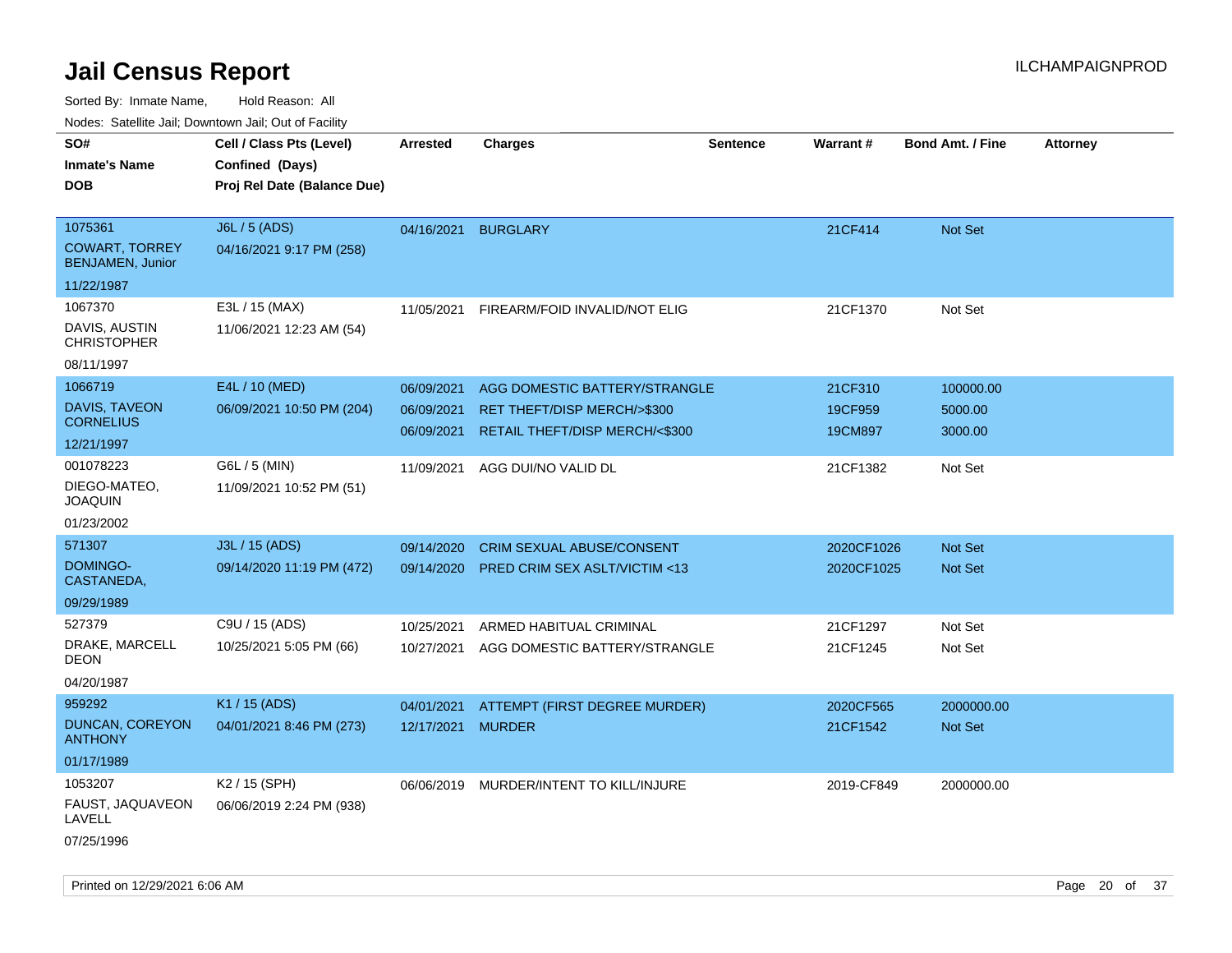# Jail Census Report

ILCHAMPAIGNPROD

Sorted By: Inmate Name, Hold Reason: All

Nodes: Satellite Jail; Downtown Jail; Out of Facility

| SO# / Inmate's Name / DOB | Cell / Class Pts (Level) / Confined (Days) / Proj Rel Date (Balance Due) | Arrested | Charges | Sentence | Warrant # | Bond Amt. / Fine | Attorney |
|---|---|---|---|---|---|---|---|
| 1075361<br>COWART, TORREY BENJAMEN, Junior<br>11/22/1987 | J6L / 5 (ADS)<br>04/16/2021 9:17 PM (258) | 04/16/2021 | BURGLARY | | 21CF414 | Not Set | |
| 1067370<br>DAVIS, AUSTIN CHRISTOPHER<br>08/11/1997 | E3L / 15 (MAX)<br>11/06/2021 12:23 AM (54) | 11/05/2021 | FIREARM/FOID INVALID/NOT ELIG | | 21CF1370 | Not Set | |
| 1066719<br>DAVIS, TAVEON CORNELIUS<br>12/21/1997 | E4L / 10 (MED)<br>06/09/2021 10:50 PM (204) | 06/09/2021<br>06/09/2021<br>06/09/2021 | AGG DOMESTIC BATTERY/STRANGLE<br>RET THEFT/DISP MERCH/>$300<br>RETAIL THEFT/DISP MERCH/<$300 | | 21CF310<br>19CF959<br>19CM897 | 100000.00<br>5000.00<br>3000.00 | |
| 001078223<br>DIEGO-MATEO, JOAQUIN<br>01/23/2002 | G6L / 5 (MIN)<br>11/09/2021 10:52 PM (51) | 11/09/2021 | AGG DUI/NO VALID DL | | 21CF1382 | Not Set | |
| 571307<br>DOMINGO-CASTANEDA,<br>09/29/1989 | J3L / 15 (ADS)<br>09/14/2020 11:19 PM (472) | 09/14/2020<br>09/14/2020 | CRIM SEXUAL ABUSE/CONSENT<br>PRED CRIM SEX ASLT/VICTIM <13 | | 2020CF1026<br>2020CF1025 | Not Set<br>Not Set | |
| 527379<br>DRAKE, MARCELL DEON<br>04/20/1987 | C9U / 15 (ADS)<br>10/25/2021 5:05 PM (66) | 10/25/2021<br>10/27/2021 | ARMED HABITUAL CRIMINAL<br>AGG DOMESTIC BATTERY/STRANGLE | | 21CF1297<br>21CF1245 | Not Set<br>Not Set | |
| 959292<br>DUNCAN, COREYON ANTHONY<br>01/17/1989 | K1 / 15 (ADS)<br>04/01/2021 8:46 PM (273) | 04/01/2021<br>12/17/2021 | ATTEMPT (FIRST DEGREE MURDER)<br>MURDER | | 2020CF565<br>21CF1542 | 2000000.00<br>Not Set | |
| 1053207<br>FAUST, JAQUAVEON LAVELL<br>07/25/1996 | K2 / 15 (SPH)<br>06/06/2019 2:24 PM (938) | 06/06/2019 | MURDER/INTENT TO KILL/INJURE | | 2019-CF849 | 2000000.00 | |

Printed on 12/29/2021 6:06 AM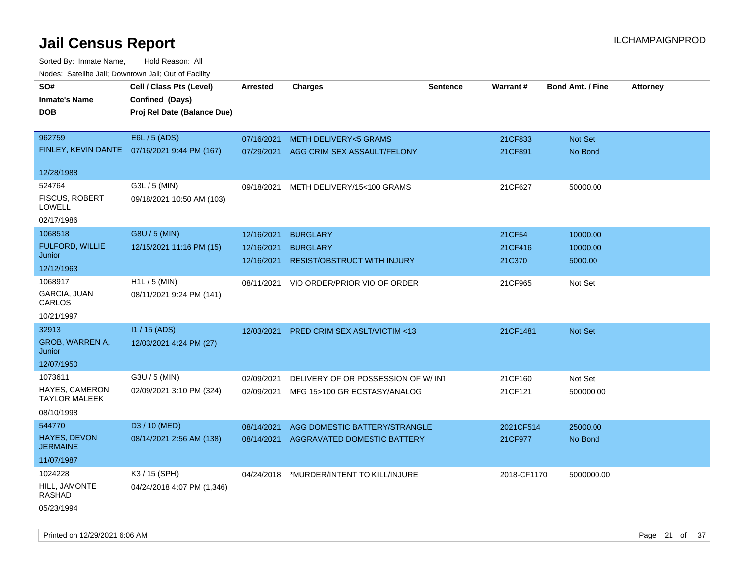# Jail Census Report

Sorted By: Inmate Name, Hold Reason: All

Nodes: Satellite Jail; Downtown Jail; Out of Facility

| SO# / Inmate's Name / DOB | Cell / Class Pts (Level) / Confined (Days) / Proj Rel Date (Balance Due) | Arrested | Charges | Sentence | Warrant # | Bond Amt. / Fine | Attorney |
|---|---|---|---|---|---|---|---|
| 962759 FINLEY, KEVIN DANTE 12/28/1988 | E6L / 5 (ADS) 07/16/2021 9:44 PM (167) | 07/16/2021 | METH DELIVERY<5 GRAMS | | 21CF833 | Not Set | |
| | | 07/29/2021 | AGG CRIM SEX ASSAULT/FELONY | | 21CF891 | No Bond | |
| 524764 FISCUS, ROBERT LOWELL 02/17/1986 | G3L / 5 (MIN) 09/18/2021 10:50 AM (103) | 09/18/2021 | METH DELIVERY/15<100 GRAMS | | 21CF627 | 50000.00 | |
| 1068518 FULFORD, WILLIE Junior 12/12/1963 | G8U / 5 (MIN) 12/15/2021 11:16 PM (15) | 12/16/2021 | BURGLARY | | 21CF54 | 10000.00 | |
| | | 12/16/2021 | BURGLARY | | 21CF416 | 10000.00 | |
| | | 12/16/2021 | RESIST/OBSTRUCT WITH INJURY | | 21C370 | 5000.00 | |
| 1068917 GARCIA, JUAN CARLOS 10/21/1997 | H1L / 5 (MIN) 08/11/2021 9:24 PM (141) | 08/11/2021 | VIO ORDER/PRIOR VIO OF ORDER | | 21CF965 | Not Set | |
| 32913 GROB, WARREN A, Junior 12/07/1950 | I1 / 15 (ADS) 12/03/2021 4:24 PM (27) | 12/03/2021 | PRED CRIM SEX ASLT/VICTIM <13 | | 21CF1481 | Not Set | |
| 1073611 HAYES, CAMERON TAYLOR MALEEK 08/10/1998 | G3U / 5 (MIN) 02/09/2021 3:10 PM (324) | 02/09/2021 | DELIVERY OF OR POSSESSION OF W/ INT | | 21CF160 | Not Set | |
| | | 02/09/2021 | MFG 15>100 GR ECSTASY/ANALOG | | 21CF121 | 500000.00 | |
| 544770 HAYES, DEVON JERMAINE 11/07/1987 | D3 / 10 (MED) 08/14/2021 2:56 AM (138) | 08/14/2021 | AGG DOMESTIC BATTERY/STRANGLE | | 2021CF514 | 25000.00 | |
| | | 08/14/2021 | AGGRAVATED DOMESTIC BATTERY | | 21CF977 | No Bond | |
| 1024228 HILL, JAMONTE RASHAD 05/23/1994 | K3 / 15 (SPH) 04/24/2018 4:07 PM (1,346) | 04/24/2018 | *MURDER/INTENT TO KILL/INJURE | | 2018-CF1170 | 5000000.00 | |

Printed on 12/29/2021 6:06 AM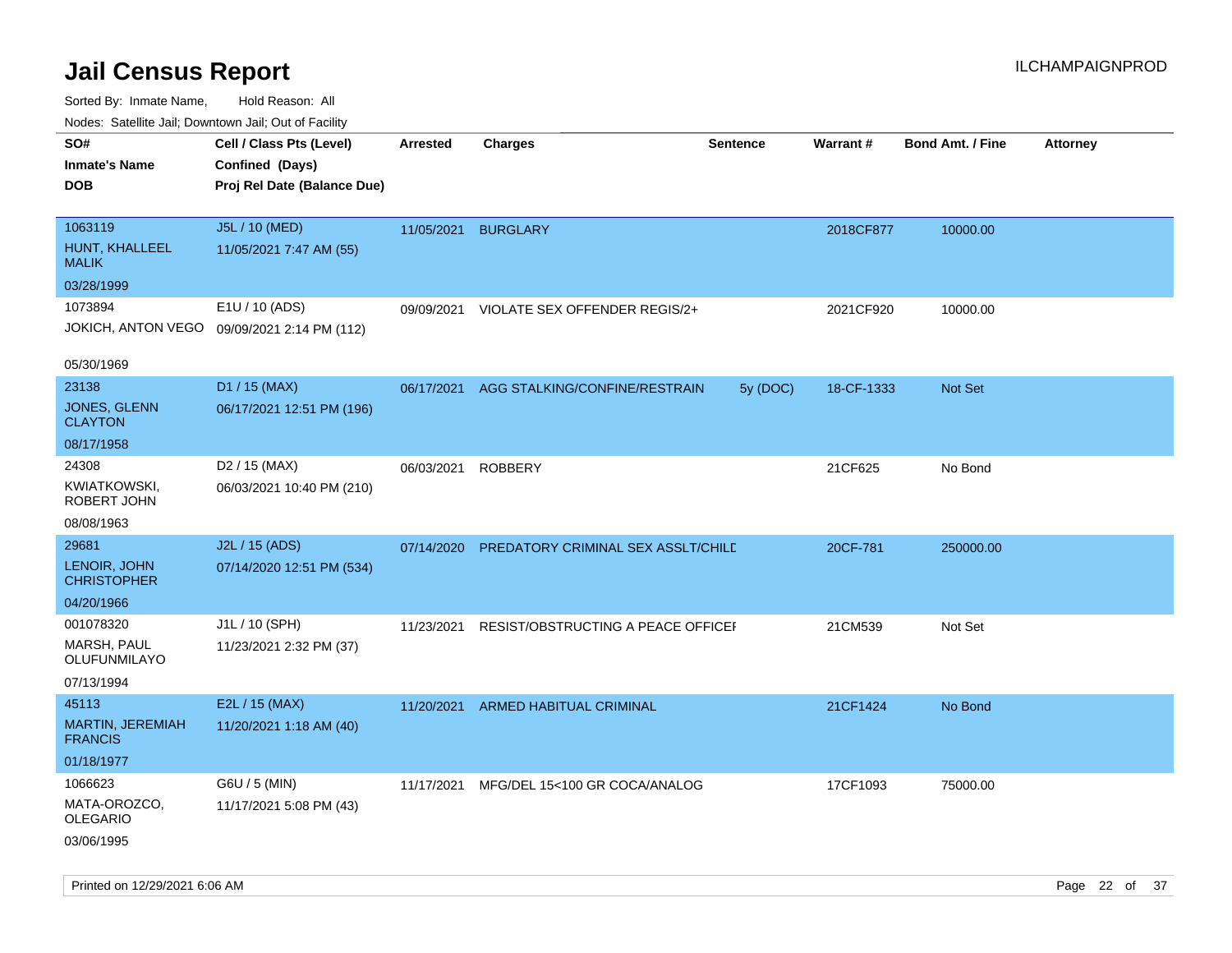# Jail Census Report

ILCHAMPAIGNPROD

Sorted By: Inmate Name, Hold Reason: All

Nodes: Satellite Jail; Downtown Jail; Out of Facility

| SO# / Inmate's Name / DOB | Cell / Class Pts (Level) / Confined (Days) / Proj Rel Date (Balance Due) | Arrested | Charges | Sentence | Warrant # | Bond Amt. / Fine | Attorney |
|---|---|---|---|---|---|---|---|
| 1063119<br>HUNT, KHALLEEL MALIK<br>03/28/1999 | J5L / 10 (MED)<br>11/05/2021 7:47 AM (55) | 11/05/2021 | BURGLARY | | 2018CF877 | 10000.00 | |
| 1073894<br>JOKICH, ANTON VEGO<br>05/30/1969 | E1U / 10 (ADS)<br>09/09/2021 2:14 PM (112) | 09/09/2021 | VIOLATE SEX OFFENDER REGIS/2+ | | 2021CF920 | 10000.00 | |
| 23138<br>JONES, GLENN CLAYTON<br>08/17/1958 | D1 / 15 (MAX)<br>06/17/2021 12:51 PM (196) | 06/17/2021 | AGG STALKING/CONFINE/RESTRAIN | 5y (DOC) | 18-CF-1333 | Not Set | |
| 24308<br>KWIATKOWSKI, ROBERT JOHN<br>08/08/1963 | D2 / 15 (MAX)<br>06/03/2021 10:40 PM (210) | 06/03/2021 | ROBBERY | | 21CF625 | No Bond | |
| 29681<br>LENOIR, JOHN CHRISTOPHER<br>04/20/1966 | J2L / 15 (ADS)<br>07/14/2020 12:51 PM (534) | 07/14/2020 | PREDATORY CRIMINAL SEX ASSLT/CHILD | | 20CF-781 | 250000.00 | |
| 001078320<br>MARSH, PAUL OLUFUNMILAYO<br>07/13/1994 | J1L / 10 (SPH)<br>11/23/2021 2:32 PM (37) | 11/23/2021 | RESIST/OBSTRUCTING A PEACE OFFICER | | 21CM539 | Not Set | |
| 45113<br>MARTIN, JEREMIAH FRANCIS<br>01/18/1977 | E2L / 15 (MAX)<br>11/20/2021 1:18 AM (40) | 11/20/2021 | ARMED HABITUAL CRIMINAL | | 21CF1424 | No Bond | |
| 1066623<br>MATA-OROZCO, OLEGARIO<br>03/06/1995 | G6U / 5 (MIN)<br>11/17/2021 5:08 PM (43) | 11/17/2021 | MFG/DEL 15<100 GR COCA/ANALOG | | 17CF1093 | 75000.00 | |

Printed on 12/29/2021 6:06 AM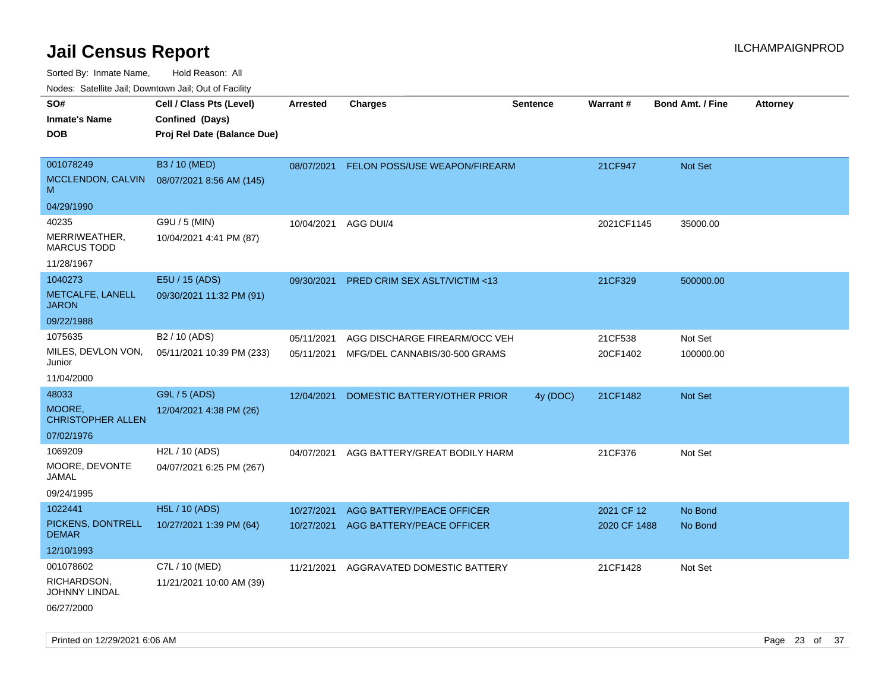# Jail Census Report

ILCHAMPAIGNPROD

Sorted By: Inmate Name, Hold Reason: All

Nodes: Satellite Jail; Downtown Jail; Out of Facility

| SO# / Inmate's Name / DOB | Cell / Class Pts (Level) / Confined (Days) / Proj Rel Date (Balance Due) | Arrested | Charges | Sentence | Warrant # | Bond Amt. / Fine | Attorney |
|---|---|---|---|---|---|---|---|
| 001078249<br>MCCLENDON, CALVIN M<br>04/29/1990 | B3 / 10 (MED)<br>08/07/2021 8:56 AM (145) | 08/07/2021 | FELON POSS/USE WEAPON/FIREARM | | 21CF947 | Not Set | |
| 40235<br>MERRIWEATHER, MARCUS TODD<br>11/28/1967 | G9U / 5 (MIN)<br>10/04/2021 4:41 PM (87) | 10/04/2021 | AGG DUI/4 | | 2021CF1145 | 35000.00 | |
| 1040273<br>METCALFE, LANELL JARON<br>09/22/1988 | E5U / 15 (ADS)<br>09/30/2021 11:32 PM (91) | 09/30/2021 | PRED CRIM SEX ASLT/VICTIM <13 | | 21CF329 | 500000.00 | |
| 1075635<br>MILES, DEVLON VON, Junior<br>11/04/2000 | B2 / 10 (ADS)<br>05/11/2021 10:39 PM (233) | 05/11/2021<br>05/11/2021 | AGG DISCHARGE FIREARM/OCC VEH<br>MFG/DEL CANNABIS/30-500 GRAMS | | 21CF538<br>20CF1402 | Not Set<br>100000.00 | |
| 48033<br>MOORE, CHRISTOPHER ALLEN<br>07/02/1976 | G9L / 5 (ADS)<br>12/04/2021 4:38 PM (26) | 12/04/2021 | DOMESTIC BATTERY/OTHER PRIOR | 4y (DOC) | 21CF1482 | Not Set | |
| 1069209<br>MOORE, DEVONTE JAMAL<br>09/24/1995 | H2L / 10 (ADS)<br>04/07/2021 6:25 PM (267) | 04/07/2021 | AGG BATTERY/GREAT BODILY HARM | | 21CF376 | Not Set | |
| 1022441<br>PICKENS, DONTRELL DEMAR<br>12/10/1993 | H5L / 10 (ADS)<br>10/27/2021 1:39 PM (64) | 10/27/2021<br>10/27/2021 | AGG BATTERY/PEACE OFFICER<br>AGG BATTERY/PEACE OFFICER | | 2021 CF 12<br>2020 CF 1488 | No Bond<br>No Bond | |
| 001078602<br>RICHARDSON, JOHNNY LINDAL<br>06/27/2000 | C7L / 10 (MED)<br>11/21/2021 10:00 AM (39) | 11/21/2021 | AGGRAVATED DOMESTIC BATTERY | | 21CF1428 | Not Set | |

Printed on 12/29/2021 6:06 AM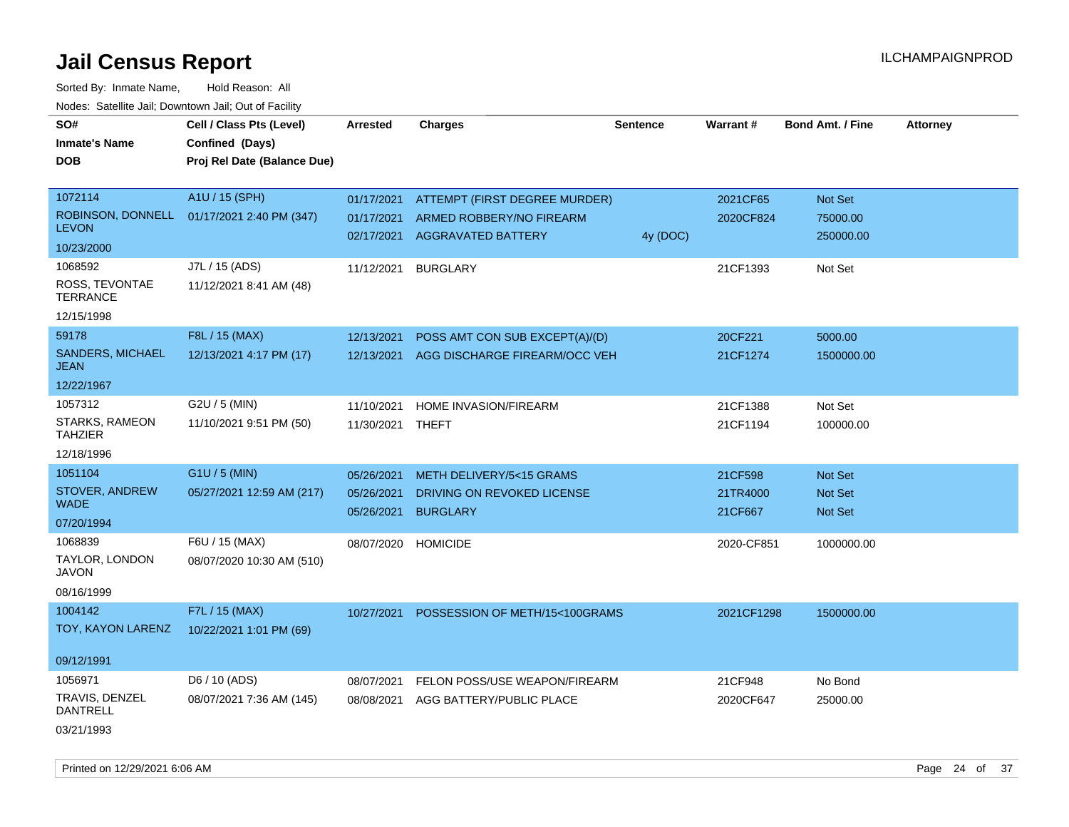# Jail Census Report

ILCHAMPAIGNPROD

Sorted By: Inmate Name, Hold Reason: All

Nodes: Satellite Jail; Downtown Jail; Out of Facility

| SO# / Inmate's Name / DOB | Cell / Class Pts (Level) / Confined (Days) / Proj Rel Date (Balance Due) | Arrested | Charges | Sentence | Warrant # | Bond Amt. / Fine | Attorney |
|---|---|---|---|---|---|---|---|
| 1072114 ROBINSON, DONNELL LEVON 10/23/2000 | A1U / 15 (SPH) 01/17/2021 2:40 PM (347) | 01/17/2021 | ATTEMPT (FIRST DEGREE MURDER) | | 2021CF65 | Not Set | |
| | | 01/17/2021 | ARMED ROBBERY/NO FIREARM | | 2020CF824 | 75000.00 | |
| | | 02/17/2021 | AGGRAVATED BATTERY | 4y (DOC) | | 250000.00 | |
| 1068592 ROSS, TEVONTAE TERRANCE 12/15/1998 | J7L / 15 (ADS) 11/12/2021 8:41 AM (48) | 11/12/2021 | BURGLARY | | 21CF1393 | Not Set | |
| 59178 SANDERS, MICHAEL JEAN 12/22/1967 | F8L / 15 (MAX) 12/13/2021 4:17 PM (17) | 12/13/2021 | POSS AMT CON SUB EXCEPT(A)/(D) | | 20CF221 | 5000.00 | |
| | | 12/13/2021 | AGG DISCHARGE FIREARM/OCC VEH | | 21CF1274 | 1500000.00 | |
| 1057312 STARKS, RAMEON TAHZIER 12/18/1996 | G2U / 5 (MIN) 11/10/2021 9:51 PM (50) | 11/10/2021 | HOME INVASION/FIREARM | | 21CF1388 | Not Set | |
| | | 11/30/2021 | THEFT | | 21CF1194 | 100000.00 | |
| 1051104 STOVER, ANDREW WADE 07/20/1994 | G1U / 5 (MIN) 05/27/2021 12:59 AM (217) | 05/26/2021 | METH DELIVERY/5<15 GRAMS | | 21CF598 | Not Set | |
| | | 05/26/2021 | DRIVING ON REVOKED LICENSE | | 21TR4000 | Not Set | |
| | | 05/26/2021 | BURGLARY | | 21CF667 | Not Set | |
| 1068839 TAYLOR, LONDON JAVON 08/16/1999 | F6U / 15 (MAX) 08/07/2020 10:30 AM (510) | 08/07/2020 | HOMICIDE | | 2020-CF851 | 1000000.00 | |
| 1004142 TOY, KAYON LARENZ 09/12/1991 | F7L / 15 (MAX) 10/22/2021 1:01 PM (69) | 10/27/2021 | POSSESSION OF METH/15<100GRAMS | | 2021CF1298 | 1500000.00 | |
| 1056971 TRAVIS, DENZEL DANTRELL 03/21/1993 | D6 / 10 (ADS) 08/07/2021 7:36 AM (145) | 08/07/2021 | FELON POSS/USE WEAPON/FIREARM | | 21CF948 | No Bond | |
| | | 08/08/2021 | AGG BATTERY/PUBLIC PLACE | | 2020CF647 | 25000.00 | |

Printed on 12/29/2021 6:06 AM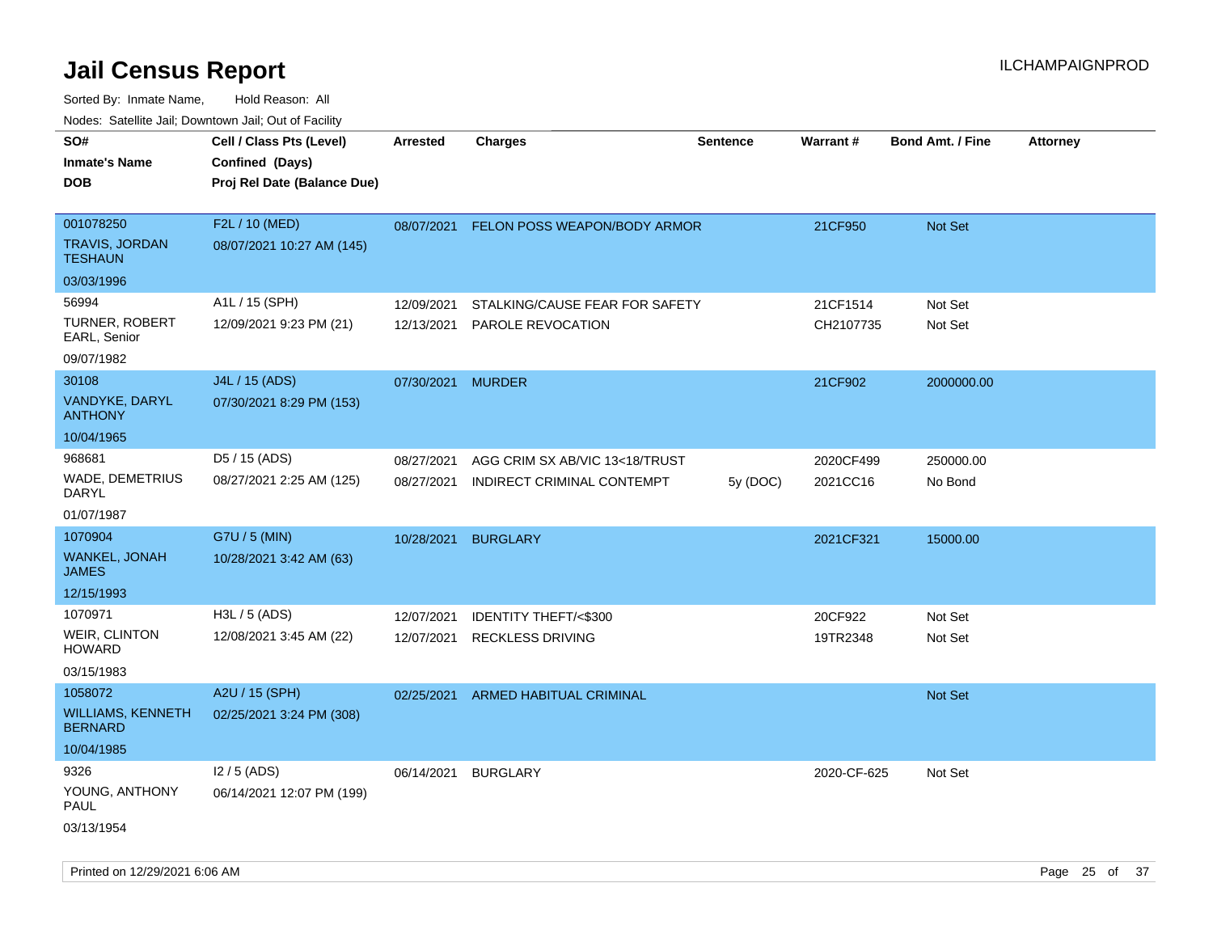# Jail Census Report

ILCHAMPAIGNPROD

Sorted By: Inmate Name, Hold Reason: All

Nodes: Satellite Jail; Downtown Jail; Out of Facility

| SO# / Inmate's Name / DOB | Cell / Class Pts (Level) / Confined (Days) / Proj Rel Date (Balance Due) | Arrested | Charges | Sentence | Warrant # | Bond Amt. / Fine | Attorney |
|---|---|---|---|---|---|---|---|
| 001078250<br>TRAVIS, JORDAN TESHAUN<br>03/03/1996 | F2L / 10 (MED)<br>08/07/2021 10:27 AM (145) | 08/07/2021 | FELON POSS WEAPON/BODY ARMOR | | 21CF950 | Not Set | |
| 56994<br>TURNER, ROBERT EARL, Senior<br>09/07/1982 | A1L / 15 (SPH)<br>12/09/2021 9:23 PM (21) | 12/09/2021 | STALKING/CAUSE FEAR FOR SAFETY | | 21CF1514 | Not Set | |
| | | 12/13/2021 | PAROLE REVOCATION | | CH2107735 | Not Set | |
| 30108<br>VANDYKE, DARYL ANTHONY<br>10/04/1965 | J4L / 15 (ADS)<br>07/30/2021 8:29 PM (153) | 07/30/2021 | MURDER | | 21CF902 | 2000000.00 | |
| 968681<br>WADE, DEMETRIUS DARYL<br>01/07/1987 | D5 / 15 (ADS)<br>08/27/2021 2:25 AM (125) | 08/27/2021 | AGG CRIM SX AB/VIC 13<18/TRUST | | 2020CF499 | 250000.00 | |
| | | 08/27/2021 | INDIRECT CRIMINAL CONTEMPT | 5y (DOC) | 2021CC16 | No Bond | |
| 1070904<br>WANKEL, JONAH JAMES<br>12/15/1993 | G7U / 5 (MIN)<br>10/28/2021 3:42 AM (63) | 10/28/2021 | BURGLARY | | 2021CF321 | 15000.00 | |
| 1070971<br>WEIR, CLINTON HOWARD<br>03/15/1983 | H3L / 5 (ADS)<br>12/08/2021 3:45 AM (22) | 12/07/2021 | IDENTITY THEFT/<$300 | | 20CF922 | Not Set | |
| | | 12/07/2021 | RECKLESS DRIVING | | 19TR2348 | Not Set | |
| 1058072<br>WILLIAMS, KENNETH BERNARD<br>10/04/1985 | A2U / 15 (SPH)<br>02/25/2021 3:24 PM (308) | 02/25/2021 | ARMED HABITUAL CRIMINAL | | | Not Set | |
| 9326<br>YOUNG, ANTHONY PAUL<br>03/13/1954 | I2 / 5 (ADS)<br>06/14/2021 12:07 PM (199) | 06/14/2021 | BURGLARY | | 2020-CF-625 | Not Set | |

Printed on 12/29/2021 6:06 AM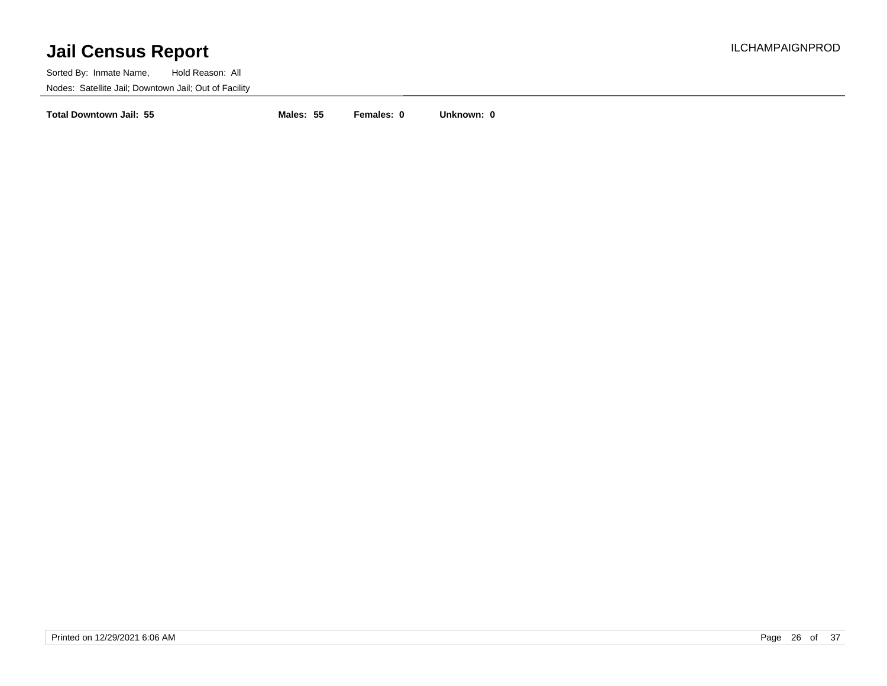**Total Downtown Jail: 55** **Males: 55** **Females: 0** **Unknown: 0**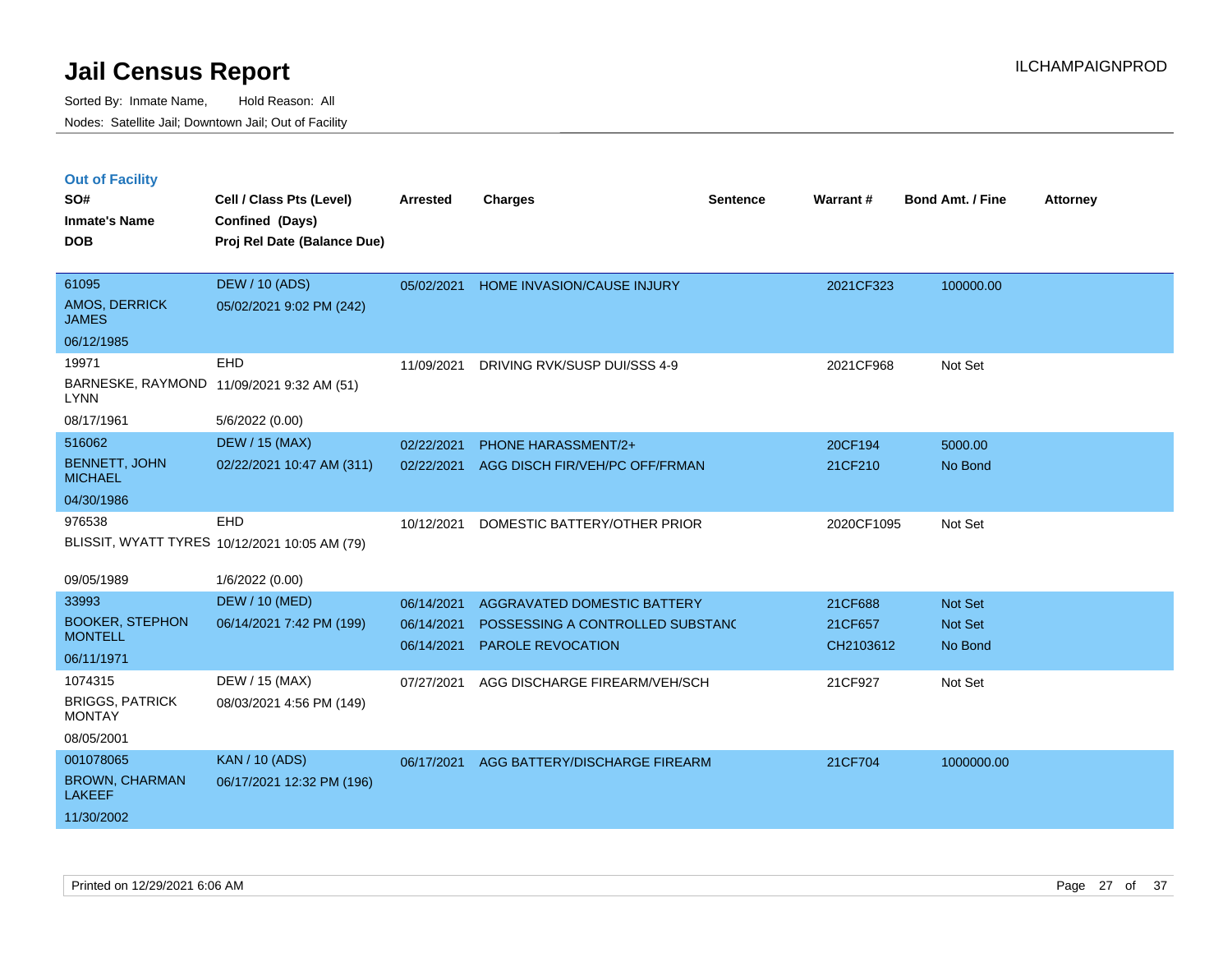# Jail Census Report

Sorted By: Inmate Name, Hold Reason: All

Nodes: Satellite Jail; Downtown Jail; Out of Facility

ILCHAMPAIGNPROD

## Out of Facility

| SO# / Inmate's Name / DOB | Cell / Class Pts (Level) / Confined (Days) / Proj Rel Date (Balance Due) | Arrested | Charges | Sentence | Warrant # | Bond Amt. / Fine | Attorney |
|---|---|---|---|---|---|---|---|
| 61095<br>AMOS, DERRICK JAMES<br>06/12/1985 | DEW / 10 (ADS)<br>05/02/2021 9:02 PM (242) | 05/02/2021 | HOME INVASION/CAUSE INJURY | | 2021CF323 | 100000.00 | |
| 19971<br>BARNESKE, RAYMOND LYNN<br>08/17/1961 | EHD<br>11/09/2021 9:32 AM (51)<br>5/6/2022 (0.00) | 11/09/2021 | DRIVING RVK/SUSP DUI/SSS 4-9 | | 2021CF968 | Not Set | |
| 516062<br>BENNETT, JOHN MICHAEL<br>04/30/1986 | DEW / 15 (MAX)<br>02/22/2021 10:47 AM (311) | 02/22/2021<br>02/22/2021 | PHONE HARASSMENT/2+<br>AGG DISCH FIR/VEH/PC OFF/FRMAN | | 20CF194<br>21CF210 | 5000.00<br>No Bond | |
| 976538<br>BLISSIT, WYATT TYRES<br>09/05/1989 | EHD<br>10/12/2021 10:05 AM (79)<br>1/6/2022 (0.00) | 10/12/2021 | DOMESTIC BATTERY/OTHER PRIOR | | 2020CF1095 | Not Set | |
| 33993<br>BOOKER, STEPHON MONTELL<br>06/11/1971 | DEW / 10 (MED)<br>06/14/2021 7:42 PM (199) | 06/14/2021<br>06/14/2021<br>06/14/2021 | AGGRAVATED DOMESTIC BATTERY<br>POSSESSING A CONTROLLED SUBSTANC<br>PAROLE REVOCATION | | 21CF688<br>21CF657<br>CH2103612 | Not Set<br>Not Set<br>No Bond | |
| 1074315<br>BRIGGS, PATRICK MONTAY<br>08/05/2001 | DEW / 15 (MAX)<br>08/03/2021 4:56 PM (149) | 07/27/2021 | AGG DISCHARGE FIREARM/VEH/SCH | | 21CF927 | Not Set | |
| 001078065<br>BROWN, CHARMAN LAKEEF<br>11/30/2002 | KAN / 10 (ADS)<br>06/17/2021 12:32 PM (196) | 06/17/2021 | AGG BATTERY/DISCHARGE FIREARM | | 21CF704 | 1000000.00 | |

Printed on 12/29/2021 6:06 AM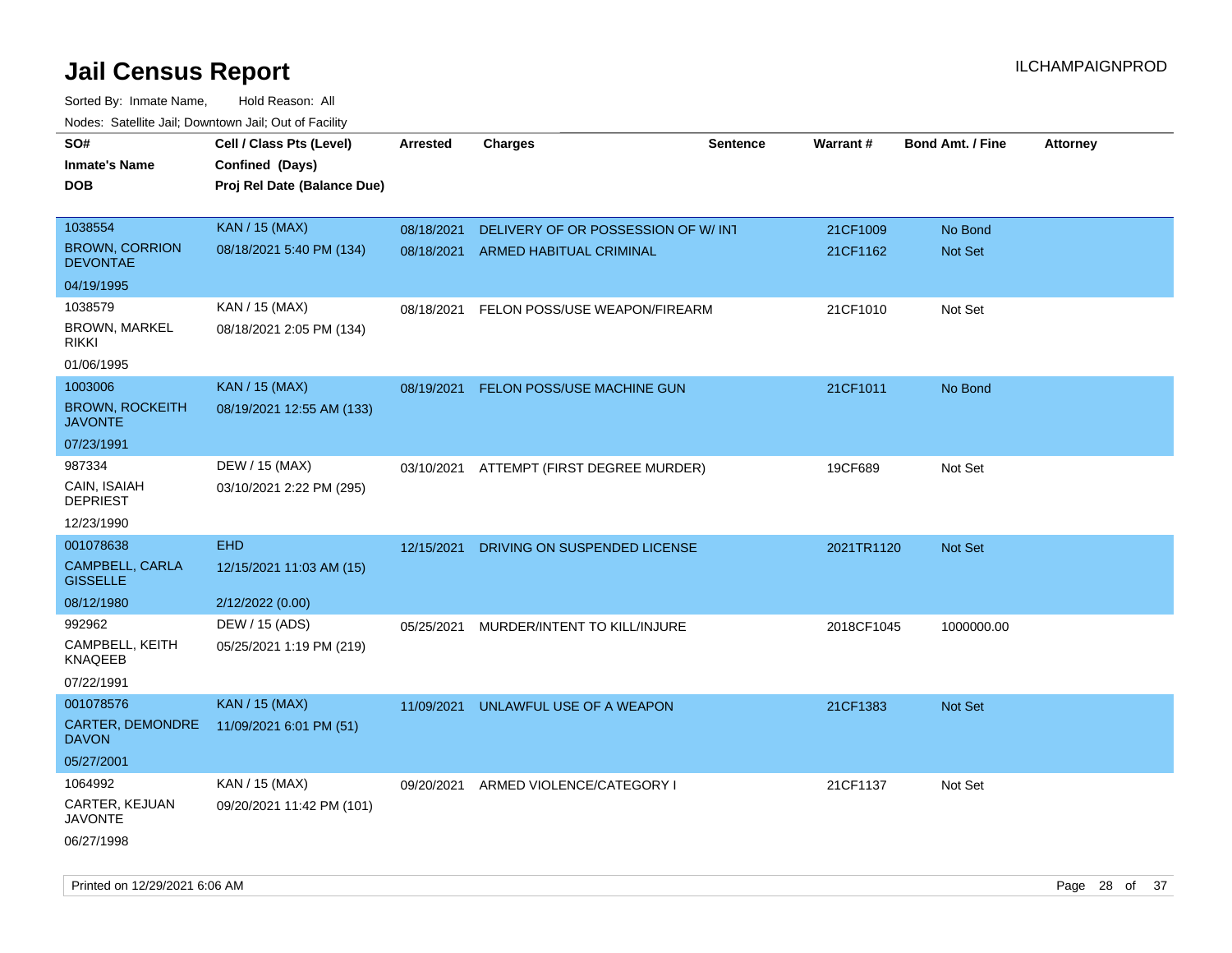# Jail Census Report

ILCHAMPAIGNPROD

Sorted By: Inmate Name, Hold Reason: All

Nodes: Satellite Jail; Downtown Jail; Out of Facility

| SO# / Inmate's Name / DOB | Cell / Class Pts (Level) / Confined (Days) / Proj Rel Date (Balance Due) | Arrested | Charges | Sentence | Warrant # | Bond Amt. / Fine | Attorney |
|---|---|---|---|---|---|---|---|
| 1038554 BROWN, CORRION DEVONTAE 04/19/1995 | KAN / 15 (MAX) 08/18/2021 5:40 PM (134) | 08/18/2021 | DELIVERY OF OR POSSESSION OF W/ INT | | 21CF1009 | No Bond | |
| | | 08/18/2021 | ARMED HABITUAL CRIMINAL | | 21CF1162 | Not Set | |
| 1038579 BROWN, MARKEL RIKKI 01/06/1995 | KAN / 15 (MAX) 08/18/2021 2:05 PM (134) | 08/18/2021 | FELON POSS/USE WEAPON/FIREARM | | 21CF1010 | Not Set | |
| 1003006 BROWN, ROCKEITH JAVONTE 07/23/1991 | KAN / 15 (MAX) 08/19/2021 12:55 AM (133) | 08/19/2021 | FELON POSS/USE MACHINE GUN | | 21CF1011 | No Bond | |
| 987334 CAIN, ISAIAH DEPRIEST 12/23/1990 | DEW / 15 (MAX) 03/10/2021 2:22 PM (295) | 03/10/2021 | ATTEMPT (FIRST DEGREE MURDER) | | 19CF689 | Not Set | |
| 001078638 CAMPBELL, CARLA GISSELLE 08/12/1980 | EHD 12/15/2021 11:03 AM (15) 2/12/2022 (0.00) | 12/15/2021 | DRIVING ON SUSPENDED LICENSE | | 2021TR1120 | Not Set | |
| 992962 CAMPBELL, KEITH KNAQEEB 07/22/1991 | DEW / 15 (ADS) 05/25/2021 1:19 PM (219) | 05/25/2021 | MURDER/INTENT TO KILL/INJURE | | 2018CF1045 | 1000000.00 | |
| 001078576 CARTER, DEMONDRE DAVON 05/27/2001 | KAN / 15 (MAX) 11/09/2021 6:01 PM (51) | 11/09/2021 | UNLAWFUL USE OF A WEAPON | | 21CF1383 | Not Set | |
| 1064992 CARTER, KEJUAN JAVONTE 06/27/1998 | KAN / 15 (MAX) 09/20/2021 11:42 PM (101) | 09/20/2021 | ARMED VIOLENCE/CATEGORY I | | 21CF1137 | Not Set | |

Printed on 12/29/2021 6:06 AM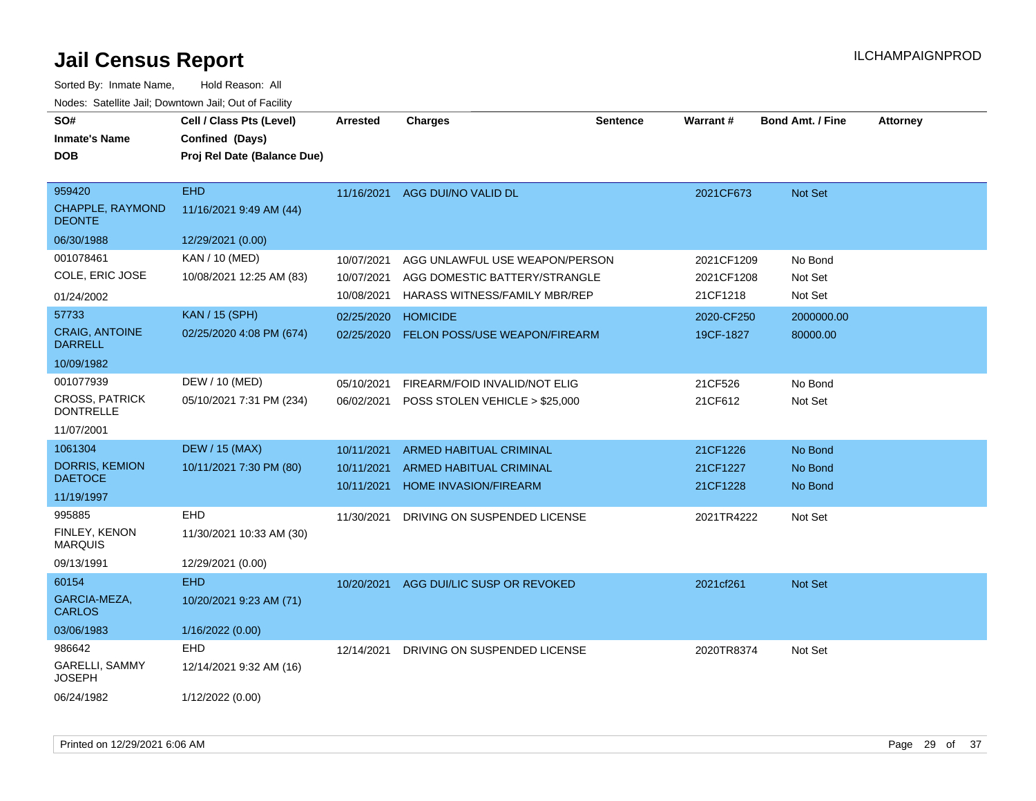# Jail Census Report

ILCHAMPAIGNPROD

Sorted By: Inmate Name, Hold Reason: All

Nodes: Satellite Jail; Downtown Jail; Out of Facility

| SO# / Inmate's Name / DOB | Cell / Class Pts (Level) / Confined (Days) / Proj Rel Date (Balance Due) | Arrested | Charges | Sentence | Warrant # | Bond Amt. / Fine | Attorney |
|---|---|---|---|---|---|---|---|
| 959420<br>CHAPPLE, RAYMOND DEONTE<br>06/30/1988 | EHD<br>11/16/2021 9:49 AM (44)<br>12/29/2021 (0.00) | 11/16/2021 | AGG DUI/NO VALID DL | | 2021CF673 | Not Set | |
| 001078461<br>COLE, ERIC JOSE<br>01/24/2002 | KAN / 10 (MED)<br>10/08/2021 12:25 AM (83) | 10/07/2021<br>10/07/2021<br>10/08/2021 | AGG UNLAWFUL USE WEAPON/PERSON<br>AGG DOMESTIC BATTERY/STRANGLE<br>HARASS WITNESS/FAMILY MBR/REP | | 2021CF1209<br>2021CF1208<br>21CF1218 | No Bond<br>Not Set<br>Not Set | |
| 57733<br>CRAIG, ANTOINE DARRELL<br>10/09/1982 | KAN / 15 (SPH)<br>02/25/2020 4:08 PM (674) | 02/25/2020<br>02/25/2020 | HOMICIDE<br>FELON POSS/USE WEAPON/FIREARM | | 2020-CF250<br>19CF-1827 | 2000000.00<br>80000.00 | |
| 001077939<br>CROSS, PATRICK DONTRELLE<br>11/07/2001 | DEW / 10 (MED)<br>05/10/2021 7:31 PM (234) | 05/10/2021<br>06/02/2021 | FIREARM/FOID INVALID/NOT ELIG<br>POSS STOLEN VEHICLE > $25,000 | | 21CF526<br>21CF612 | No Bond<br>Not Set | |
| 1061304<br>DORRIS, KEMION DAETOCE<br>11/19/1997 | DEW / 15 (MAX)<br>10/11/2021 7:30 PM (80) | 10/11/2021<br>10/11/2021<br>10/11/2021 | ARMED HABITUAL CRIMINAL<br>ARMED HABITUAL CRIMINAL<br>HOME INVASION/FIREARM | | 21CF1226<br>21CF1227<br>21CF1228 | No Bond<br>No Bond<br>No Bond | |
| 995885<br>FINLEY, KENON MARQUIS<br>09/13/1991 | EHD<br>11/30/2021 10:33 AM (30)<br>12/29/2021 (0.00) | 11/30/2021 | DRIVING ON SUSPENDED LICENSE | | 2021TR4222 | Not Set | |
| 60154<br>GARCIA-MEZA, CARLOS<br>03/06/1983 | EHD<br>10/20/2021 9:23 AM (71)<br>1/16/2022 (0.00) | 10/20/2021 | AGG DUI/LIC SUSP OR REVOKED | | 2021cf261 | Not Set | |
| 986642<br>GARELLI, SAMMY JOSEPH<br>06/24/1982 | EHD<br>12/14/2021 9:32 AM (16)<br>1/12/2022 (0.00) | 12/14/2021 | DRIVING ON SUSPENDED LICENSE | | 2020TR8374 | Not Set | |

Printed on 12/29/2021 6:06 AM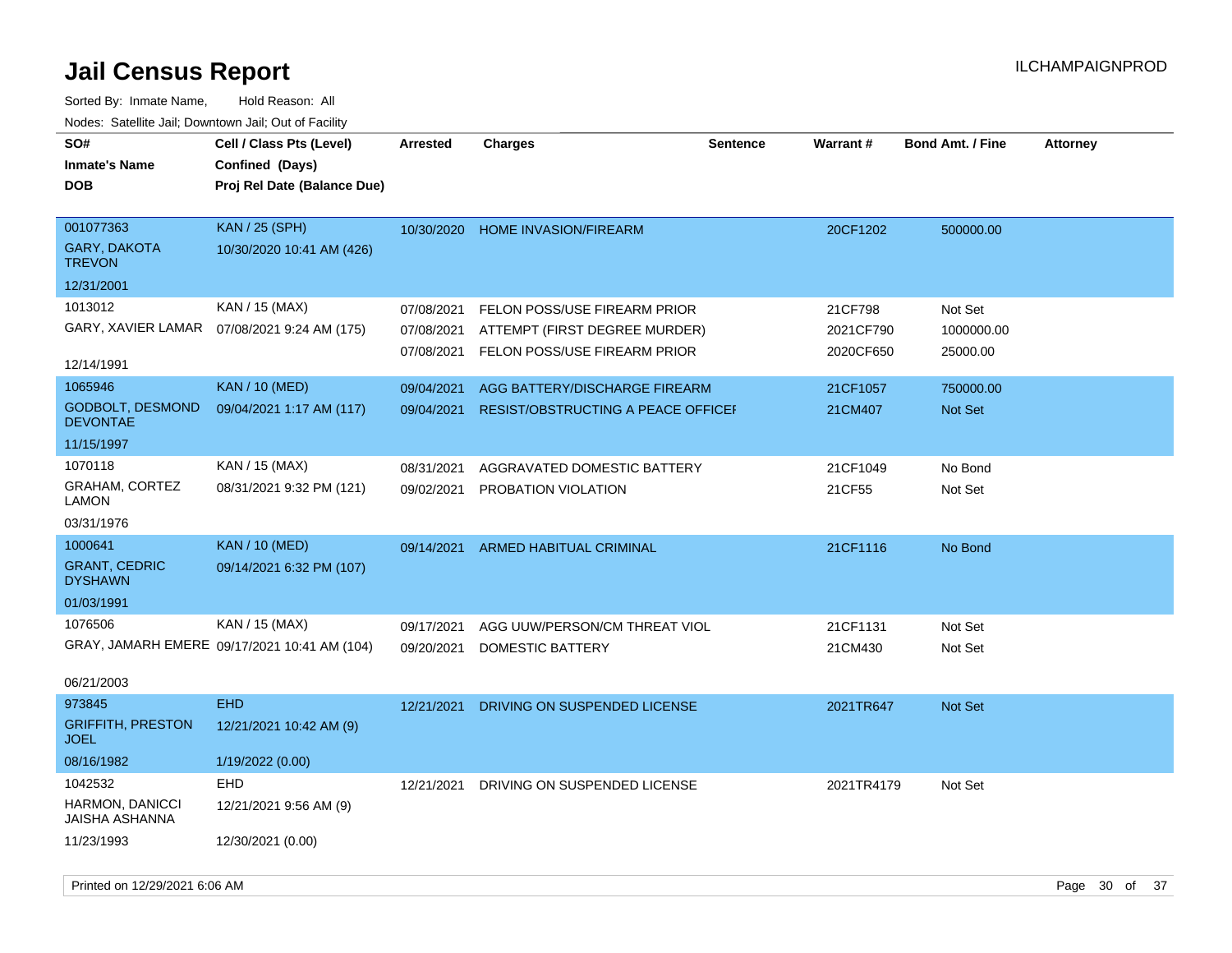# Jail Census Report

ILCHAMPAIGNPROD

Sorted By: Inmate Name, Hold Reason: All

Nodes: Satellite Jail; Downtown Jail; Out of Facility

| SO#<br>Inmate's Name<br>DOB | Cell / Class Pts (Level)<br>Confined (Days)<br>Proj Rel Date (Balance Due) | Arrested | Charges | Sentence | Warrant # | Bond Amt. / Fine | Attorney |
|---|---|---|---|---|---|---|---|
| 001077363<br>GARY, DAKOTA TREVON<br>12/31/2001 | KAN / 25 (SPH)<br>10/30/2020 10:41 AM (426) | 10/30/2020 | HOME INVASION/FIREARM | | 20CF1202 | 500000.00 | |
| 1013012<br>GARY, XAVIER LAMAR<br>12/14/1991 | KAN / 15 (MAX)<br>07/08/2021 9:24 AM (175) | 07/08/2021 | FELON POSS/USE FIREARM PRIOR | | 21CF798 | Not Set | |
| | | 07/08/2021 | ATTEMPT (FIRST DEGREE MURDER) | | 2021CF790 | 1000000.00 | |
| | | 07/08/2021 | FELON POSS/USE FIREARM PRIOR | | 2020CF650 | 25000.00 | |
| 1065946<br>GODBOLT, DESMOND DEVONTAE<br>11/15/1997 | KAN / 10 (MED)<br>09/04/2021 1:17 AM (117) | 09/04/2021 | AGG BATTERY/DISCHARGE FIREARM | | 21CF1057 | 750000.00 | |
| | | 09/04/2021 | RESIST/OBSTRUCTING A PEACE OFFICEI | | 21CM407 | Not Set | |
| 1070118<br>GRAHAM, CORTEZ LAMON<br>03/31/1976 | KAN / 15 (MAX)<br>08/31/2021 9:32 PM (121) | 08/31/2021 | AGGRAVATED DOMESTIC BATTERY | | 21CF1049 | No Bond | |
| | | 09/02/2021 | PROBATION VIOLATION | | 21CF55 | Not Set | |
| 1000641<br>GRANT, CEDRIC DYSHAWN<br>01/03/1991 | KAN / 10 (MED)<br>09/14/2021 6:32 PM (107) | 09/14/2021 | ARMED HABITUAL CRIMINAL | | 21CF1116 | No Bond | |
| 1076506<br>GRAY, JAMARH EMERE<br>06/21/2003 | KAN / 15 (MAX)<br>09/17/2021 10:41 AM (104) | 09/17/2021 | AGG UUW/PERSON/CM THREAT VIOL | | 21CF1131 | Not Set | |
| | | 09/20/2021 | DOMESTIC BATTERY | | 21CM430 | Not Set | |
| 973845<br>GRIFFITH, PRESTON JOEL<br>08/16/1982 | EHD<br>12/21/2021 10:42 AM (9)<br>1/19/2022 (0.00) | 12/21/2021 | DRIVING ON SUSPENDED LICENSE | | 2021TR647 | Not Set | |
| 1042532<br>HARMON, DANICCI JAISHA ASHANNA<br>11/23/1993 | EHD<br>12/21/2021 9:56 AM (9)<br>12/30/2021 (0.00) | 12/21/2021 | DRIVING ON SUSPENDED LICENSE | | 2021TR4179 | Not Set | |

Printed on 12/29/2021 6:06 AM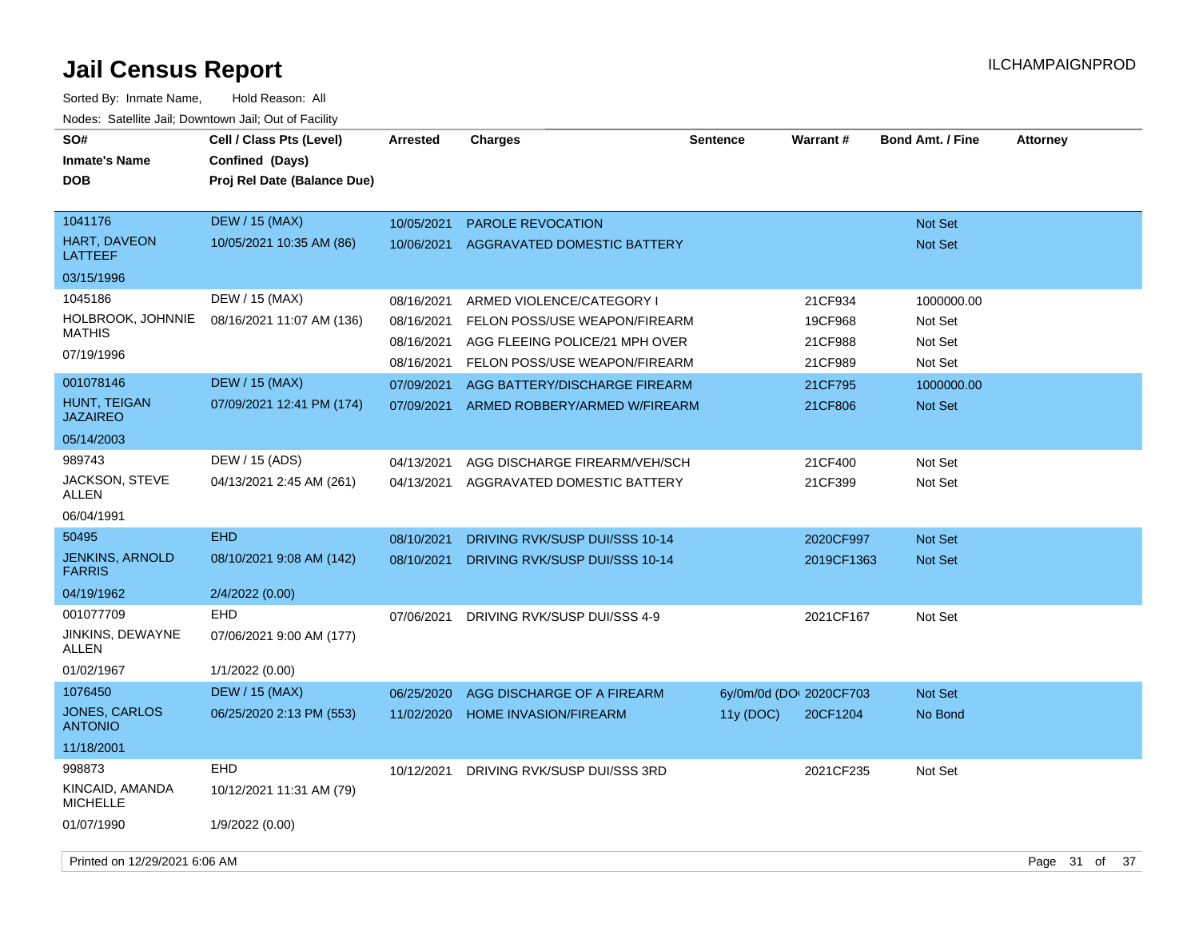# Jail Census Report

ILCHAMPAIGNPROD

Sorted By: Inmate Name, Hold Reason: All

Nodes: Satellite Jail; Downtown Jail; Out of Facility

| SO# / Inmate's Name / DOB | Cell / Class Pts (Level) / Confined (Days) / Proj Rel Date (Balance Due) | Arrested | Charges | Sentence | Warrant # | Bond Amt. / Fine | Attorney |
|---|---|---|---|---|---|---|---|
| 1041176 | DEW / 15 (MAX) | 10/05/2021 | PAROLE REVOCATION | | | Not Set | |
| HART, DAVEON LATTEEF | 10/05/2021 10:35 AM (86) | 10/06/2021 | AGGRAVATED DOMESTIC BATTERY | | | Not Set | |
| 03/15/1996 | | | | | | | |
| 1045186 | DEW / 15 (MAX) | 08/16/2021 | ARMED VIOLENCE/CATEGORY I | | 21CF934 | 1000000.00 | |
| HOLBROOK, JOHNNIE MATHIS | 08/16/2021 11:07 AM (136) | 08/16/2021 | FELON POSS/USE WEAPON/FIREARM | | 19CF968 | Not Set | |
| 07/19/1996 | | 08/16/2021 | AGG FLEEING POLICE/21 MPH OVER | | 21CF988 | Not Set | |
| | | 08/16/2021 | FELON POSS/USE WEAPON/FIREARM | | 21CF989 | Not Set | |
| 001078146 | DEW / 15 (MAX) | 07/09/2021 | AGG BATTERY/DISCHARGE FIREARM | | 21CF795 | 1000000.00 | |
| HUNT, TEIGAN JAZAIREO | 07/09/2021 12:41 PM (174) | 07/09/2021 | ARMED ROBBERY/ARMED W/FIREARM | | 21CF806 | Not Set | |
| 05/14/2003 | | | | | | | |
| 989743 | DEW / 15 (ADS) | 04/13/2021 | AGG DISCHARGE FIREARM/VEH/SCH | | 21CF400 | Not Set | |
| JACKSON, STEVE ALLEN | 04/13/2021 2:45 AM (261) | 04/13/2021 | AGGRAVATED DOMESTIC BATTERY | | 21CF399 | Not Set | |
| 06/04/1991 | | | | | | | |
| 50495 | EHD | 08/10/2021 | DRIVING RVK/SUSP DUI/SSS 10-14 | | 2020CF997 | Not Set | |
| JENKINS, ARNOLD FARRIS | 08/10/2021 9:08 AM (142) | 08/10/2021 | DRIVING RVK/SUSP DUI/SSS 10-14 | | 2019CF1363 | Not Set | |
| 04/19/1962 | 2/4/2022 (0.00) | | | | | | |
| 001077709 | EHD | 07/06/2021 | DRIVING RVK/SUSP DUI/SSS 4-9 | | 2021CF167 | Not Set | |
| JINKINS, DEWAYNE ALLEN | 07/06/2021 9:00 AM (177) | | | | | | |
| 01/02/1967 | 1/1/2022 (0.00) | | | | | | |
| 1076450 | DEW / 15 (MAX) | 06/25/2020 | AGG DISCHARGE OF A FIREARM | 6y/0m/0d (DO | 2020CF703 | Not Set | |
| JONES, CARLOS ANTONIO | 06/25/2020 2:13 PM (553) | 11/02/2020 | HOME INVASION/FIREARM | 11y (DOC) | 20CF1204 | No Bond | |
| 11/18/2001 | | | | | | | |
| 998873 | EHD | 10/12/2021 | DRIVING RVK/SUSP DUI/SSS 3RD | | 2021CF235 | Not Set | |
| KINCAID, AMANDA MICHELLE | 10/12/2021 11:31 AM (79) | | | | | | |
| 01/07/1990 | 1/9/2022 (0.00) | | | | | | |

Printed on 12/29/2021 6:06 AM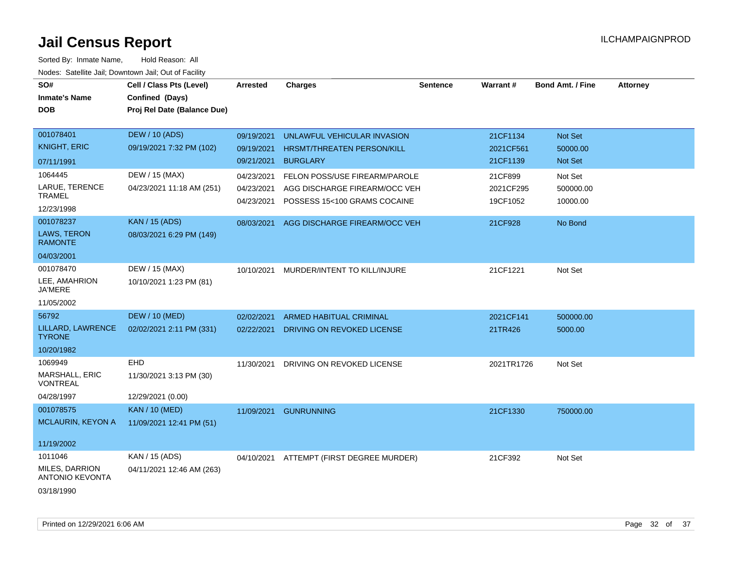# Jail Census Report

ILCHAMPAIGNPROD

Sorted By: Inmate Name, Hold Reason: All

Nodes: Satellite Jail; Downtown Jail; Out of Facility

| SO# / Inmate's Name / DOB | Cell / Class Pts (Level) / Confined (Days) / Proj Rel Date (Balance Due) | Arrested | Charges | Sentence | Warrant # | Bond Amt. / Fine | Attorney |
|---|---|---|---|---|---|---|---|
| 001078401<br>KNIGHT, ERIC<br>07/11/1991 | DEW / 10 (ADS)<br>09/19/2021 7:32 PM (102) | 09/19/2021<br>09/19/2021<br>09/21/2021 | UNLAWFUL VEHICULAR INVASION<br>HRSMT/THREATEN PERSON/KILL<br>BURGLARY | | 21CF1134<br>2021CF561<br>21CF1139 | Not Set<br>50000.00<br>Not Set | |
| 1064445<br>LARUE, TERENCE TRAMEL<br>12/23/1998 | DEW / 15 (MAX)<br>04/23/2021 11:18 AM (251) | 04/23/2021<br>04/23/2021<br>04/23/2021 | FELON POSS/USE FIREARM/PAROLE<br>AGG DISCHARGE FIREARM/OCC VEH<br>POSSESS 15<100 GRAMS COCAINE | | 21CF899<br>2021CF295<br>19CF1052 | Not Set<br>500000.00<br>10000.00 | |
| 001078237<br>LAWS, TERON RAMONTE<br>04/03/2001 | KAN / 15 (ADS)<br>08/03/2021 6:29 PM (149) | 08/03/2021 | AGG DISCHARGE FIREARM/OCC VEH | | 21CF928 | No Bond | |
| 001078470<br>LEE, AMAHRION JA'MERE<br>11/05/2002 | DEW / 15 (MAX)<br>10/10/2021 1:23 PM (81) | 10/10/2021 | MURDER/INTENT TO KILL/INJURE | | 21CF1221 | Not Set | |
| 56792<br>LILLARD, LAWRENCE TYRONE<br>10/20/1982 | DEW / 10 (MED)<br>02/02/2021 2:11 PM (331) | 02/02/2021<br>02/22/2021 | ARMED HABITUAL CRIMINAL<br>DRIVING ON REVOKED LICENSE | | 2021CF141<br>21TR426 | 500000.00<br>5000.00 | |
| 1069949<br>MARSHALL, ERIC VONTREAL<br>04/28/1997 | EHD<br>11/30/2021 3:13 PM (30)<br>12/29/2021 (0.00) | 11/30/2021 | DRIVING ON REVOKED LICENSE | | 2021TR1726 | Not Set | |
| 001078575<br>MCLAURIN, KEYON A<br>11/19/2002 | KAN / 10 (MED)<br>11/09/2021 12:41 PM (51) | 11/09/2021 | GUNRUNNING | | 21CF1330 | 750000.00 | |
| 1011046<br>MILES, DARRION ANTONIO KEVONTA<br>03/18/1990 | KAN / 15 (ADS)<br>04/11/2021 12:46 AM (263) | 04/10/2021 | ATTEMPT (FIRST DEGREE MURDER) | | 21CF392 | Not Set | |

Printed on 12/29/2021 6:06 AM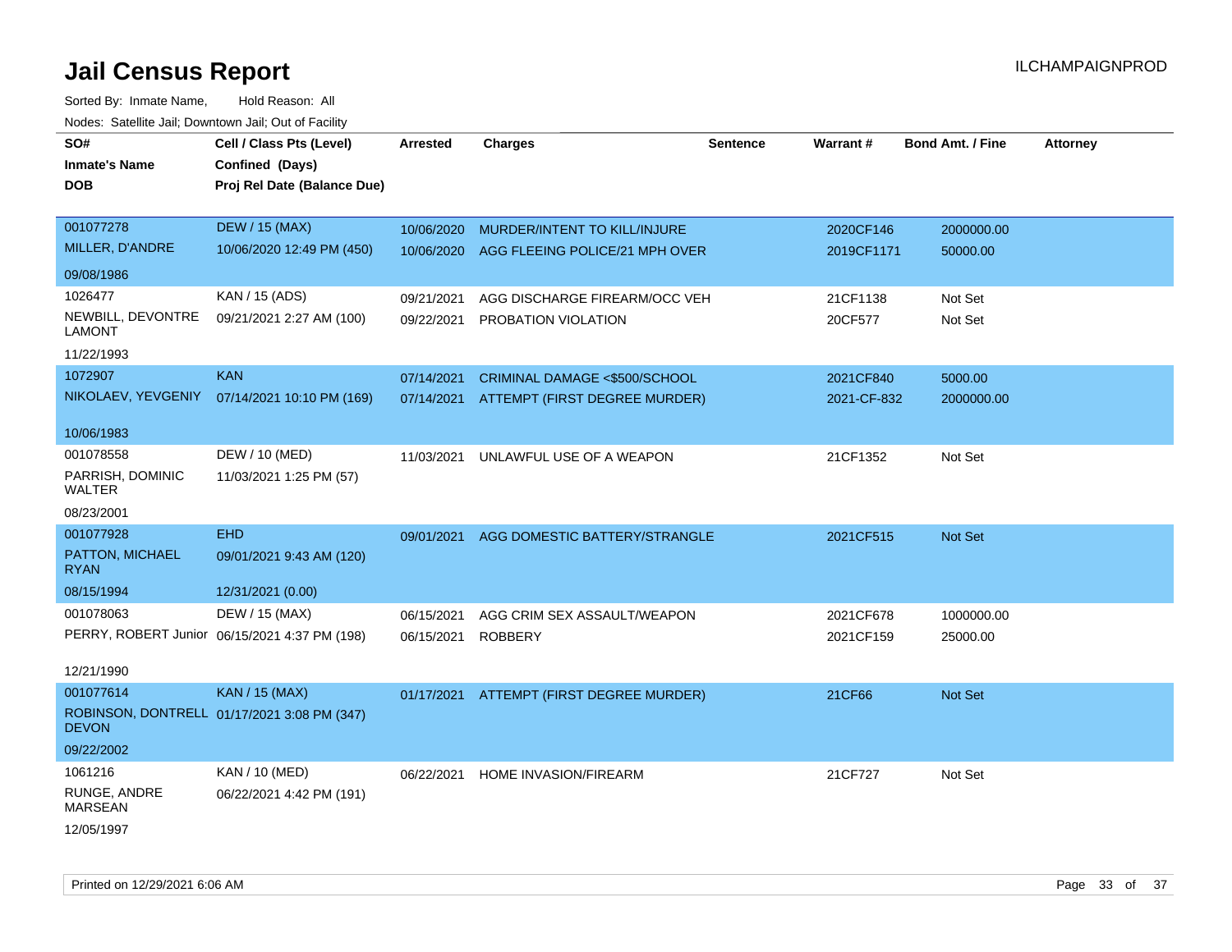# Jail Census Report

Sorted By: Inmate Name, Hold Reason: All

Nodes: Satellite Jail; Downtown Jail; Out of Facility

| SO# / Inmate's Name / DOB | Cell / Class Pts (Level) / Confined (Days) / Proj Rel Date (Balance Due) | Arrested | Charges | Sentence | Warrant # | Bond Amt. / Fine | Attorney |
|---|---|---|---|---|---|---|---|
| 001077278<br>MILLER, D'ANDRE<br>09/08/1986 | DEW / 15 (MAX)<br>10/06/2020 12:49 PM (450) | 10/06/2020<br>10/06/2020 | MURDER/INTENT TO KILL/INJURE<br>AGG FLEEING POLICE/21 MPH OVER | | 2020CF146<br>2019CF1171 | 2000000.00<br>50000.00 | |
| 1026477<br>NEWBILL, DEVONTRE LAMONT<br>11/22/1993 | KAN / 15 (ADS)<br>09/21/2021 2:27 AM (100) | 09/21/2021<br>09/22/2021 | AGG DISCHARGE FIREARM/OCC VEH<br>PROBATION VIOLATION | | 21CF1138<br>20CF577 | Not Set<br>Not Set | |
| 1072907<br>NIKOLAEV, YEVGENIY<br>10/06/1983 | KAN<br>07/14/2021 10:10 PM (169) | 07/14/2021<br>07/14/2021 | CRIMINAL DAMAGE <$500/SCHOOL<br>ATTEMPT (FIRST DEGREE MURDER) | | 2021CF840<br>2021-CF-832 | 5000.00<br>2000000.00 | |
| 001078558<br>PARRISH, DOMINIC WALTER<br>08/23/2001 | DEW / 10 (MED)<br>11/03/2021 1:25 PM (57) | 11/03/2021 | UNLAWFUL USE OF A WEAPON | | 21CF1352 | Not Set | |
| 001077928<br>PATTON, MICHAEL RYAN<br>08/15/1994 | EHD<br>09/01/2021 9:43 AM (120)<br>12/31/2021 (0.00) | 09/01/2021 | AGG DOMESTIC BATTERY/STRANGLE | | 2021CF515 | Not Set | |
| 001078063<br>PERRY, ROBERT Junior<br>12/21/1990 | DEW / 15 (MAX)<br>06/15/2021 4:37 PM (198) | 06/15/2021<br>06/15/2021 | AGG CRIM SEX ASSAULT/WEAPON<br>ROBBERY | | 2021CF678<br>2021CF159 | 1000000.00<br>25000.00 | |
| 001077614<br>ROBINSON, DONTRELL DEVON<br>09/22/2002 | KAN / 15 (MAX)<br>01/17/2021 3:08 PM (347) | 01/17/2021 | ATTEMPT (FIRST DEGREE MURDER) | | 21CF66 | Not Set | |
| 1061216<br>RUNGE, ANDRE MARSEAN<br>12/05/1997 | KAN / 10 (MED)<br>06/22/2021 4:42 PM (191) | 06/22/2021 | HOME INVASION/FIREARM | | 21CF727 | Not Set | |

Printed on 12/29/2021 6:06 AM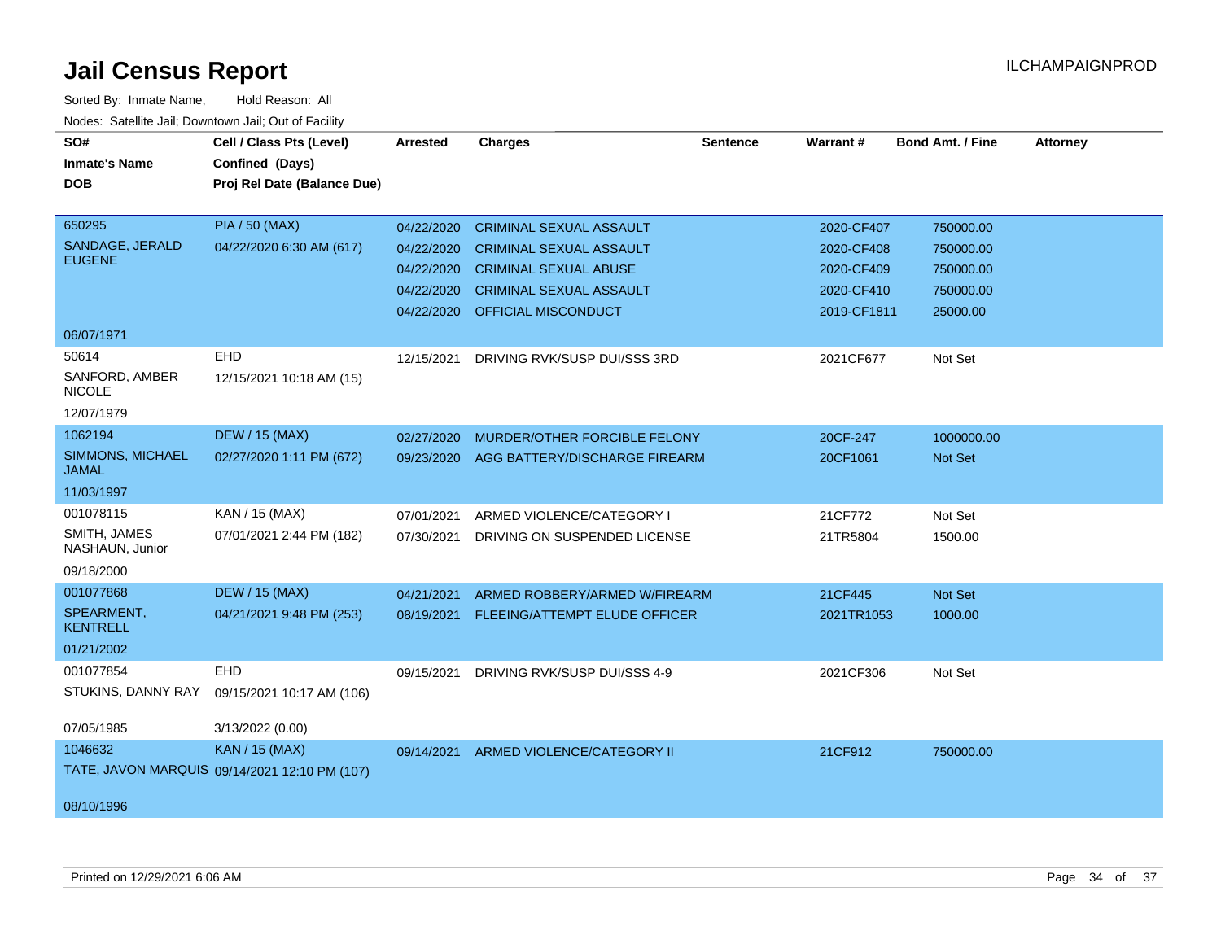# Jail Census Report

ILCHAMPAIGNPROD

Sorted By: Inmate Name, Hold Reason: All

Nodes: Satellite Jail; Downtown Jail; Out of Facility

| SO# / Inmate's Name / DOB | Cell / Class Pts (Level) / Confined (Days) / Proj Rel Date (Balance Due) | Arrested | Charges | Sentence | Warrant # | Bond Amt. / Fine | Attorney |
|---|---|---|---|---|---|---|---|
| 650295 SANDAGE, JERALD EUGENE 06/07/1971 | PIA / 50 (MAX) 04/22/2020 6:30 AM (617) | 04/22/2020 | CRIMINAL SEXUAL ASSAULT | | 2020-CF407 | 750000.00 | |
| | | 04/22/2020 | CRIMINAL SEXUAL ASSAULT | | 2020-CF408 | 750000.00 | |
| | | 04/22/2020 | CRIMINAL SEXUAL ABUSE | | 2020-CF409 | 750000.00 | |
| | | 04/22/2020 | CRIMINAL SEXUAL ASSAULT | | 2020-CF410 | 750000.00 | |
| | | 04/22/2020 | OFFICIAL MISCONDUCT | | 2019-CF1811 | 25000.00 | |
| 50614 SANFORD, AMBER NICOLE 12/07/1979 | EHD 12/15/2021 10:18 AM (15) | 12/15/2021 | DRIVING RVK/SUSP DUI/SSS 3RD | | 2021CF677 | Not Set | |
| 1062194 SIMMONS, MICHAEL JAMAL 11/03/1997 | DEW / 15 (MAX) 02/27/2020 1:11 PM (672) | 02/27/2020 | MURDER/OTHER FORCIBLE FELONY | | 20CF-247 | 1000000.00 | |
| | | 09/23/2020 | AGG BATTERY/DISCHARGE FIREARM | | 20CF1061 | Not Set | |
| 001078115 SMITH, JAMES NASHAUN, Junior 09/18/2000 | KAN / 15 (MAX) 07/01/2021 2:44 PM (182) | 07/01/2021 | ARMED VIOLENCE/CATEGORY I | | 21CF772 | Not Set | |
| | | 07/30/2021 | DRIVING ON SUSPENDED LICENSE | | 21TR5804 | 1500.00 | |
| 001077868 SPEARMENT, KENTRELL 01/21/2002 | DEW / 15 (MAX) 04/21/2021 9:48 PM (253) | 04/21/2021 | ARMED ROBBERY/ARMED W/FIREARM | | 21CF445 | Not Set | |
| | | 08/19/2021 | FLEEING/ATTEMPT ELUDE OFFICER | | 2021TR1053 | 1000.00 | |
| 001077854 STUKINS, DANNY RAY 07/05/1985 | EHD 09/15/2021 10:17 AM (106) 3/13/2022 (0.00) | 09/15/2021 | DRIVING RVK/SUSP DUI/SSS 4-9 | | 2021CF306 | Not Set | |
| 1046632 TATE, JAVON MARQUIS 08/10/1996 | KAN / 15 (MAX) 09/14/2021 12:10 PM (107) | 09/14/2021 | ARMED VIOLENCE/CATEGORY II | | 21CF912 | 750000.00 | |

Printed on 12/29/2021 6:06 AM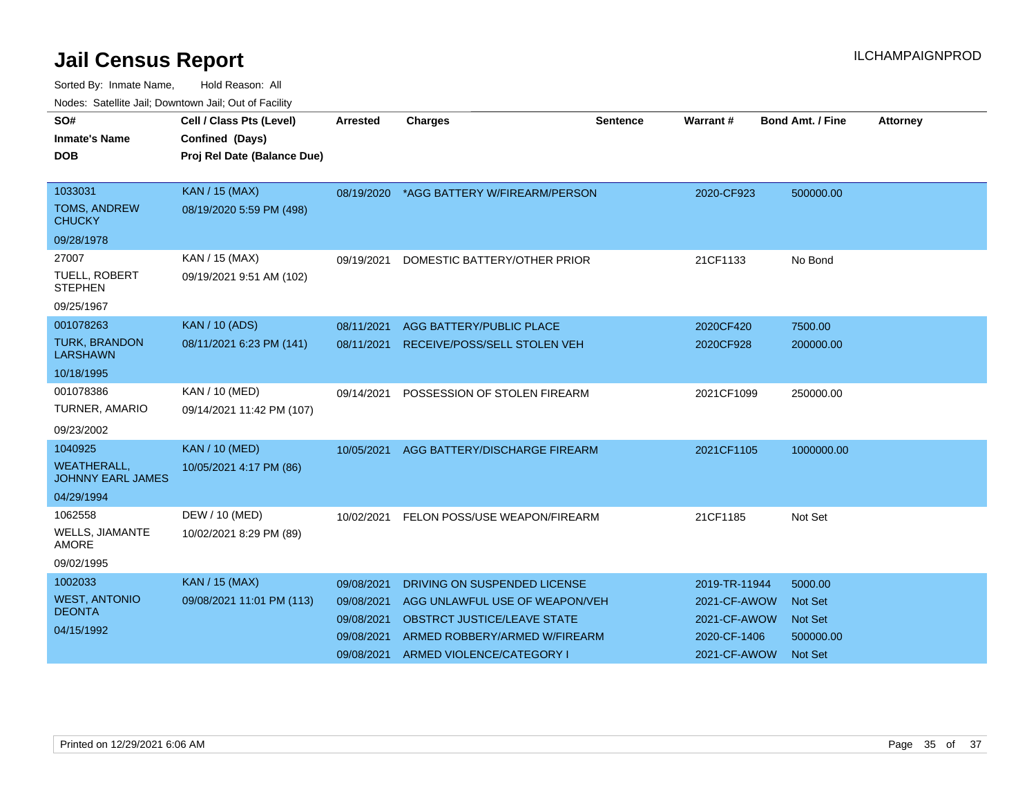# Jail Census Report

ILCHAMPAIGNPROD

Sorted By: Inmate Name, Hold Reason: All

Nodes: Satellite Jail; Downtown Jail; Out of Facility

| SO#<br>Inmate's Name<br>DOB | Cell / Class Pts (Level)<br>Confined (Days)<br>Proj Rel Date (Balance Due) | Arrested | Charges | Sentence | Warrant # | Bond Amt. / Fine | Attorney |
|---|---|---|---|---|---|---|---|
| 1033031<br>TOMS, ANDREW CHUCKY<br>09/28/1978 | KAN / 15 (MAX)<br>08/19/2020 5:59 PM (498) | 08/19/2020 | *AGG BATTERY W/FIREARM/PERSON | | 2020-CF923 | 500000.00 | |
| 27007<br>TUELL, ROBERT STEPHEN<br>09/25/1967 | KAN / 15 (MAX)<br>09/19/2021 9:51 AM (102) | 09/19/2021 | DOMESTIC BATTERY/OTHER PRIOR | | 21CF1133 | No Bond | |
| 001078263<br>TURK, BRANDON LARSHAWN<br>10/18/1995 | KAN / 10 (ADS)<br>08/11/2021 6:23 PM (141) | 08/11/2021 | AGG BATTERY/PUBLIC PLACE | | 2020CF420 | 7500.00 | |
| | | 08/11/2021 | RECEIVE/POSS/SELL STOLEN VEH | | 2020CF928 | 200000.00 | |
| 001078386<br>TURNER, AMARIO<br>09/23/2002 | KAN / 10 (MED)<br>09/14/2021 11:42 PM (107) | 09/14/2021 | POSSESSION OF STOLEN FIREARM | | 2021CF1099 | 250000.00 | |
| 1040925<br>WEATHERALL, JOHNNY EARL JAMES<br>04/29/1994 | KAN / 10 (MED)<br>10/05/2021 4:17 PM (86) | 10/05/2021 | AGG BATTERY/DISCHARGE FIREARM | | 2021CF1105 | 1000000.00 | |
| 1062558<br>WELLS, JIAMANTE AMORE<br>09/02/1995 | DEW / 10 (MED)<br>10/02/2021 8:29 PM (89) | 10/02/2021 | FELON POSS/USE WEAPON/FIREARM | | 21CF1185 | Not Set | |
| 1002033<br>WEST, ANTONIO DEONTA<br>04/15/1992 | KAN / 15 (MAX)<br>09/08/2021 11:01 PM (113) | 09/08/2021 | DRIVING ON SUSPENDED LICENSE | | 2019-TR-11944 | 5000.00 | |
| | | 09/08/2021 | AGG UNLAWFUL USE OF WEAPON/VEH | | 2021-CF-AWOW | Not Set | |
| | | 09/08/2021 | OBSTRCT JUSTICE/LEAVE STATE | | 2021-CF-AWOW | Not Set | |
| | | 09/08/2021 | ARMED ROBBERY/ARMED W/FIREARM | | 2020-CF-1406 | 500000.00 | |
| | | 09/08/2021 | ARMED VIOLENCE/CATEGORY I | | 2021-CF-AWOW | Not Set | |

Printed on 12/29/2021 6:06 AM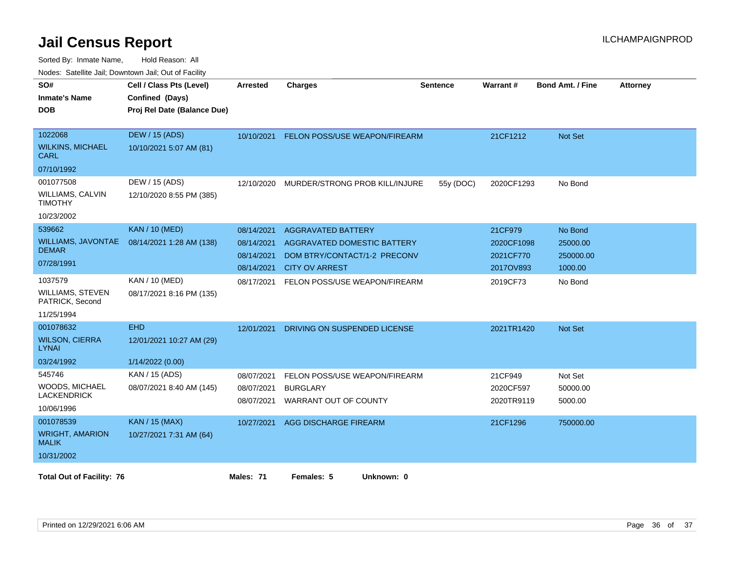# Jail Census Report

Sorted By: Inmate Name, Hold Reason: All

Nodes: Satellite Jail; Downtown Jail; Out of Facility

| SO# / Inmate's Name / DOB | Cell / Class Pts (Level) / Confined (Days) / Proj Rel Date (Balance Due) | Arrested | Charges | Sentence | Warrant # | Bond Amt. / Fine | Attorney |
|---|---|---|---|---|---|---|---|
| 1022068<br>WILKINS, MICHAEL CARL<br>07/10/1992 | DEW / 15 (ADS)<br>10/10/2021 5:07 AM (81) | 10/10/2021 | FELON POSS/USE WEAPON/FIREARM | | 21CF1212 | Not Set | |
| 001077508<br>WILLIAMS, CALVIN TIMOTHY<br>10/23/2002 | DEW / 15 (ADS)<br>12/10/2020 8:55 PM (385) | 12/10/2020 | MURDER/STRONG PROB KILL/INJURE | 55y (DOC) | 2020CF1293 | No Bond | |
| 539662<br>WILLIAMS, JAVONTAE DEMAR<br>07/28/1991 | KAN / 10 (MED)<br>08/14/2021 1:28 AM (138) | 08/14/2021 | AGGRAVATED BATTERY | | 21CF979 | No Bond | |
| | | 08/14/2021 | AGGRAVATED DOMESTIC BATTERY | | 2020CF1098 | 25000.00 | |
| | | 08/14/2021 | DOM BTRY/CONTACT/1-2 PRECONV | | 2021CF770 | 250000.00 | |
| | | 08/14/2021 | CITY OV ARREST | | 2017OV893 | 1000.00 | |
| 1037579<br>WILLIAMS, STEVEN PATRICK, Second<br>11/25/1994 | KAN / 10 (MED)<br>08/17/2021 8:16 PM (135) | 08/17/2021 | FELON POSS/USE WEAPON/FIREARM | | 2019CF73 | No Bond | |
| 001078632<br>WILSON, CIERRA LYNAI<br>03/24/1992 | EHD<br>12/01/2021 10:27 AM (29)<br>1/14/2022 (0.00) | 12/01/2021 | DRIVING ON SUSPENDED LICENSE | | 2021TR1420 | Not Set | |
| 545746<br>WOODS, MICHAEL LACKENDRICK<br>10/06/1996 | KAN / 15 (ADS)<br>08/07/2021 8:40 AM (145) | 08/07/2021 | FELON POSS/USE WEAPON/FIREARM | | 21CF949 | Not Set | |
| | | 08/07/2021 | BURGLARY | | 2020CF597 | 50000.00 | |
| | | 08/07/2021 | WARRANT OUT OF COUNTY | | 2020TR9119 | 5000.00 | |
| 001078539<br>WRIGHT, AMARION MALIK<br>10/31/2002 | KAN / 15 (MAX)<br>10/27/2021 7:31 AM (64) | 10/27/2021 | AGG DISCHARGE FIREARM | | 21CF1296 | 750000.00 | |

**Total Out of Facility: 76** **Males: 71** **Females: 5** **Unknown: 0**

Printed on 12/29/2021 6:06 AM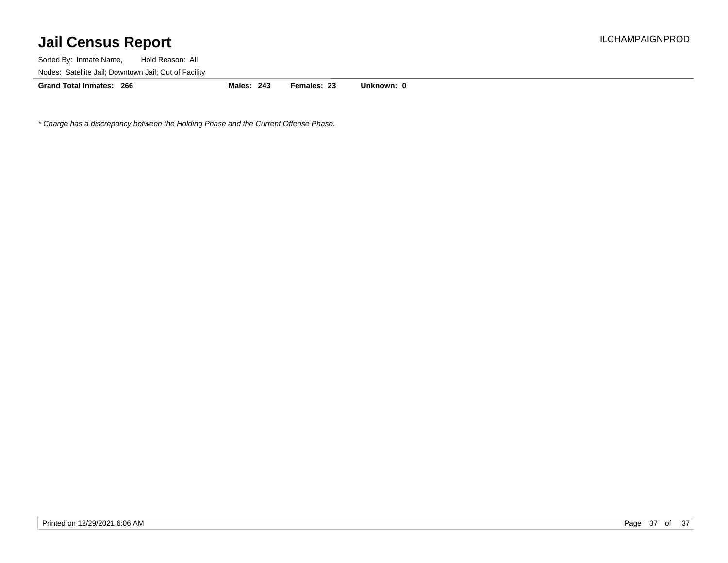# Jail Census Report

Sorted By: Inmate Name, Hold Reason: All

Nodes: Satellite Jail; Downtown Jail; Out of Facility

**Grand Total Inmates: 266** **Males: 243** **Females: 23** **Unknown: 0**

*\* Charge has a discrepancy between the Holding Phase and the Current Offense Phase.*